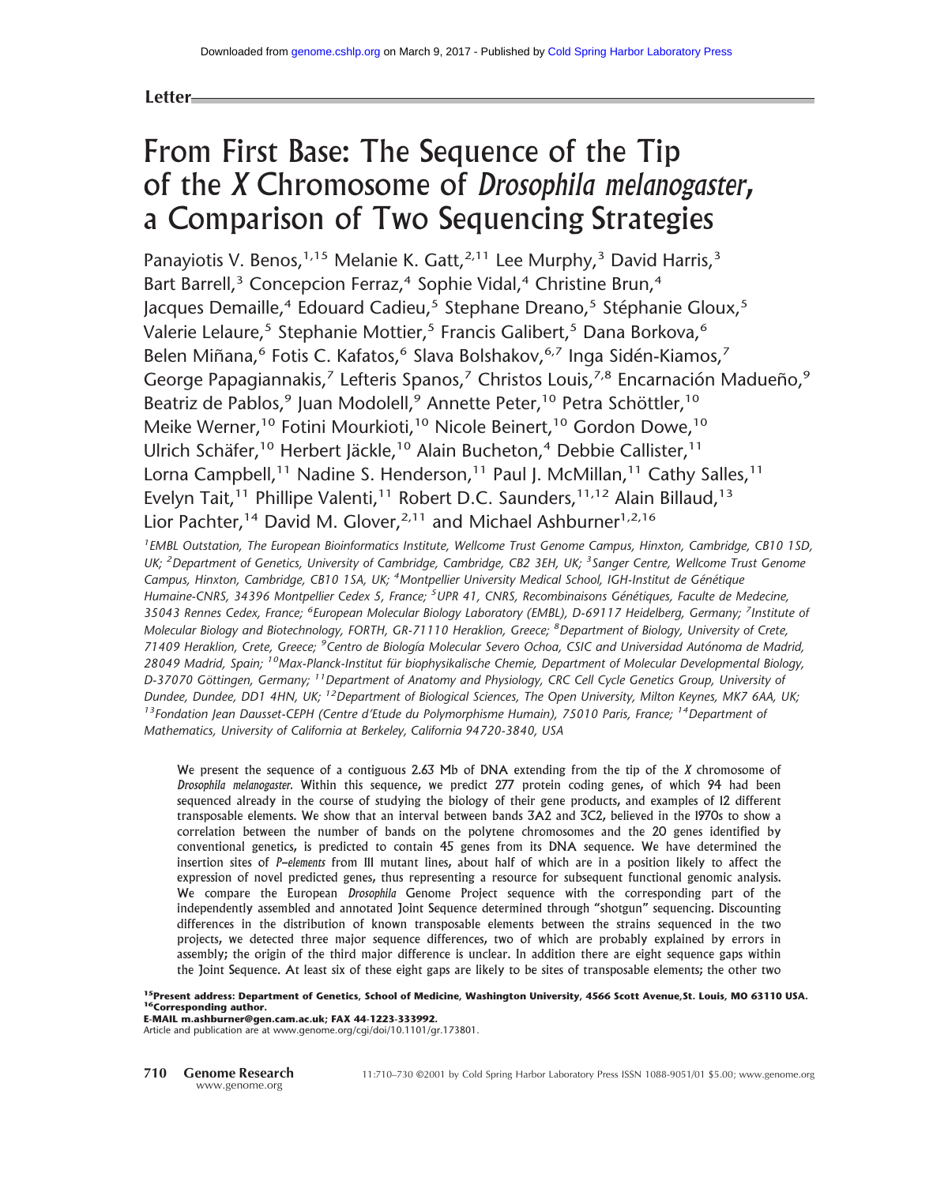Letter

# From First Base: The Sequence of the Tip of the *X* Chromosome of *Drosophila melanogaster*, a Comparison of Two Sequencing Strategies

Panayiotis V. Benos,[1,15] Melanie K. Gatt,[2,11] Lee Murphy,[3] David Harris,[3] Bart Barrell,[3] Concepcion Ferraz,[4] Sophie Vidal,[4] Christine Brun,[4] Jacques Demaille,[4] Edouard Cadieu,[5] Stephane Dreano,[5] Stéphanie Gloux,[5] Valerie Lelaure,[5] Stephanie Mottier,[5] Francis Galibert,[5] Dana Borkova,[6] Belen Miñana,[6] Fotis C. Kafatos,[6] Slava Bolshakov,[6,7] Inga Sidén-Kiamos,[7] George Papagiannakis,[7] Lefteris Spanos,[7] Christos Louis,[7,8] Encarnación Madueño,[9] Beatriz de Pablos,[9] Juan Modolell,[9] Annette Peter,[10] Petra Schöttler,[10] Meike Werner,[10] Fotini Mourkioti,[10] Nicole Beinert,[10] Gordon Dowe,[10] Ulrich Schäfer,[10] Herbert Jäckle,[10] Alain Bucheton,[4] Debbie Callister,[11] Lorna Campbell,[11] Nadine S. Henderson,[11] Paul J. McMillan,[11] Cathy Salles,[11] Evelyn Tait,[11] Phillipe Valenti,[11] Robert D.C. Saunders,[11,12] Alain Billaud,[13] Lior Pachter,[14] David M. Glover,[2,11] and Michael Ashburner[1,2,16]

*[1]EMBL Outstation, The European Bioinformatics Institute, Wellcome Trust Genome Campus, Hinxton, Cambridge, CB10 1SD, UK; [2]Department of Genetics, University of Cambridge, Cambridge, CB2 3EH, UK; [3]Sanger Centre, Wellcome Trust Genome Campus, Hinxton, Cambridge, CB10 1SA, UK; [4]Montpellier University Medical School, IGH-Institut de Génétique Humaine-CNRS, 34396 Montpellier Cedex 5, France; [5]UPR 41, CNRS, Recombinaisons Génétiques, Faculte de Medecine, 35043 Rennes Cedex, France; [6]European Molecular Biology Laboratory (EMBL), D-69117 Heidelberg, Germany; [7]Institute of Molecular Biology and Biotechnology, FORTH, GR-71110 Heraklion, Greece; [8]Department of Biology, University of Crete, 71409 Heraklion, Crete, Greece; [9]Centro de Biología Molecular Severo Ochoa, CSIC and Universidad Autónoma de Madrid, 28049 Madrid, Spain; [10]Max-Planck-Institut für biophysikalische Chemie, Department of Molecular Developmental Biology, D-37070 Göttingen, Germany; [11]Department of Anatomy and Physiology, CRC Cell Cycle Genetics Group, University of Dundee, Dundee, DD1 4HN, UK; [12]Department of Biological Sciences, The Open University, Milton Keynes, MK7 6AA, UK; [13]Fondation Jean Dausset-CEPH (Centre d'Etude du Polymorphisme Humain), 75010 Paris, France; [14]Department of Mathematics, University of California at Berkeley, California 94720-3840, USA*

We present the sequence of a contiguous 2.63 Mb of DNA extending from the tip of the *X* chromosome of *Drosophila melanogaster*. Within this sequence, we predict 277 protein coding genes, of which 94 had been sequenced already in the course of studying the biology of their gene products, and examples of 12 different transposable elements. We show that an interval between bands 3A2 and 3C2, believed in the 1970s to show a correlation between the number of bands on the polytene chromosomes and the 20 genes identified by conventional genetics, is predicted to contain 45 genes from its DNA sequence. We have determined the insertion sites of *P–elements* from 111 mutant lines, about half of which are in a position likely to affect the expression of novel predicted genes, thus representing a resource for subsequent functional genomic analysis. We compare the European *Drosophila* Genome Project sequence with the corresponding part of the independently assembled and annotated Joint Sequence determined through "shotgun" sequencing. Discounting differences in the distribution of known transposable elements between the strains sequenced in the two projects, we detected three major sequence differences, two of which are probably explained by errors in assembly; the origin of the third major difference is unclear. In addition there are eight sequence gaps within the Joint Sequence. At least six of these eight gaps are likely to be sites of transposable elements; the other two

[15]**Present address: Department of Genetics, School of Medicine, Washington University, 4566 Scott Avenue, St. Louis, MO 63110 USA.**
[16]**Corresponding author.**
**E-MAIL m.ashburner@gen.cam.ac.uk; FAX 44-1223-333992.**
Article and publication are at www.genome.org/cgi/doi/10.1101/gr.173801.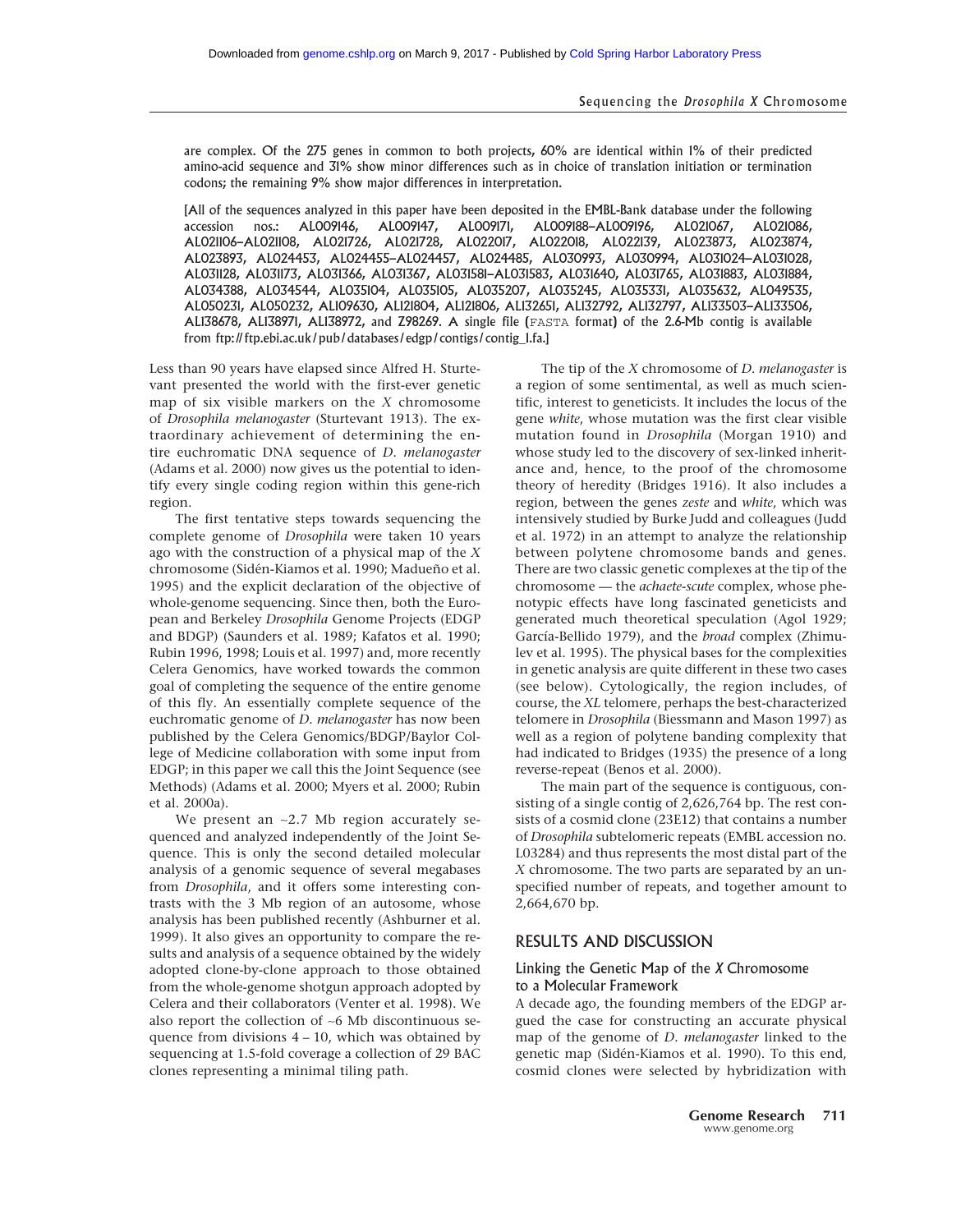are complex. Of the 275 genes in common to both projects, 60% are identical within 1% of their predicted amino-acid sequence and 31% show minor differences such as in choice of translation initiation or termination codons; the remaining 9% show major differences in interpretation.

[All of the sequences analyzed in this paper have been deposited in the EMBL-Bank database under the following accession nos.: AL009146, AL009147, AL009171, AL009188–AL009196, AL021067, AL021086, AL021106–AL021108, AL021726, AL021728, AL022017, AL022018, AL022139, AL023873, AL023874, AL023893, AL024453, AL024455–AL024457, AL024485, AL030993, AL030994, AL031024–AL031028, AL031128, AL031173, AL031366, AL031367, AL031581–AL031583, AL031640, AL031765, AL031883, AL031884, AL034388, AL034544, AL035104, AL035105, AL035207, AL035245, AL035331, AL035632, AL049535, AL050231, AL050232, AL109630, AL121804, AL121806, AL132651, AL132792, AL132797, AL133503–AL133506, AL138678, AL138971, AL138972, and Z98269. A single file (FASTA format) of the 2.6-Mb contig is available from ftp://ftp.ebi.ac.uk/pub/databases/edgp/contigs/contig_1.fa.]

Less than 90 years have elapsed since Alfred H. Sturtevant presented the world with the first-ever genetic map of six visible markers on the *X* chromosome of *Drosophila melanogaster* (Sturtevant 1913). The extraordinary achievement of determining the entire euchromatic DNA sequence of *D. melanogaster* (Adams et al. 2000) now gives us the potential to identify every single coding region within this gene-rich region.

The first tentative steps towards sequencing the complete genome of *Drosophila* were taken 10 years ago with the construction of a physical map of the *X* chromosome (Sidén-Kiamos et al. 1990; Madueño et al. 1995) and the explicit declaration of the objective of whole-genome sequencing. Since then, both the European and Berkeley *Drosophila* Genome Projects (EDGP and BDGP) (Saunders et al. 1989; Kafatos et al. 1990; Rubin 1996, 1998; Louis et al. 1997) and, more recently Celera Genomics, have worked towards the common goal of completing the sequence of the entire genome of this fly. An essentially complete sequence of the euchromatic genome of *D. melanogaster* has now been published by the Celera Genomics/BDGP/Baylor College of Medicine collaboration with some input from EDGP; in this paper we call this the Joint Sequence (see Methods) (Adams et al. 2000; Myers et al. 2000; Rubin et al. 2000a).

We present an ~2.7 Mb region accurately sequenced and analyzed independently of the Joint Sequence. This is only the second detailed molecular analysis of a genomic sequence of several megabases from *Drosophila*, and it offers some interesting contrasts with the 3 Mb region of an autosome, whose analysis has been published recently (Ashburner et al. 1999). It also gives an opportunity to compare the results and analysis of a sequence obtained by the widely adopted clone-by-clone approach to those obtained from the whole-genome shotgun approach adopted by Celera and their collaborators (Venter et al. 1998). We also report the collection of ~6 Mb discontinuous sequence from divisions 4 – 10, which was obtained by sequencing at 1.5-fold coverage a collection of 29 BAC clones representing a minimal tiling path.

The tip of the *X* chromosome of *D. melanogaster* is a region of some sentimental, as well as much scientific, interest to geneticists. It includes the locus of the gene *white*, whose mutation was the first clear visible mutation found in *Drosophila* (Morgan 1910) and whose study led to the discovery of sex-linked inheritance and, hence, to the proof of the chromosome theory of heredity (Bridges 1916). It also includes a region, between the genes *zeste* and *white*, which was intensively studied by Burke Judd and colleagues (Judd et al. 1972) in an attempt to analyze the relationship between polytene chromosome bands and genes. There are two classic genetic complexes at the tip of the chromosome — the *achaete-scute* complex, whose phenotypic effects have long fascinated geneticists and generated much theoretical speculation (Agol 1929; García-Bellido 1979), and the *broad* complex (Zhimulev et al. 1995). The physical bases for the complexities in genetic analysis are quite different in these two cases (see below). Cytologically, the region includes, of course, the *XL* telomere, perhaps the best-characterized telomere in *Drosophila* (Biessmann and Mason 1997) as well as a region of polytene banding complexity that had indicated to Bridges (1935) the presence of a long reverse-repeat (Benos et al. 2000).

The main part of the sequence is contiguous, consisting of a single contig of 2,626,764 bp. The rest consists of a cosmid clone (23E12) that contains a number of *Drosophila* subtelomeric repeats (EMBL accession no. L03284) and thus represents the most distal part of the *X* chromosome. The two parts are separated by an unspecified number of repeats, and together amount to 2,664,670 bp.

## RESULTS AND DISCUSSION

### Linking the Genetic Map of the *X* Chromosome to a Molecular Framework

A decade ago, the founding members of the EDGP argued the case for constructing an accurate physical map of the genome of *D. melanogaster* linked to the genetic map (Sidén-Kiamos et al. 1990). To this end, cosmid clones were selected by hybridization with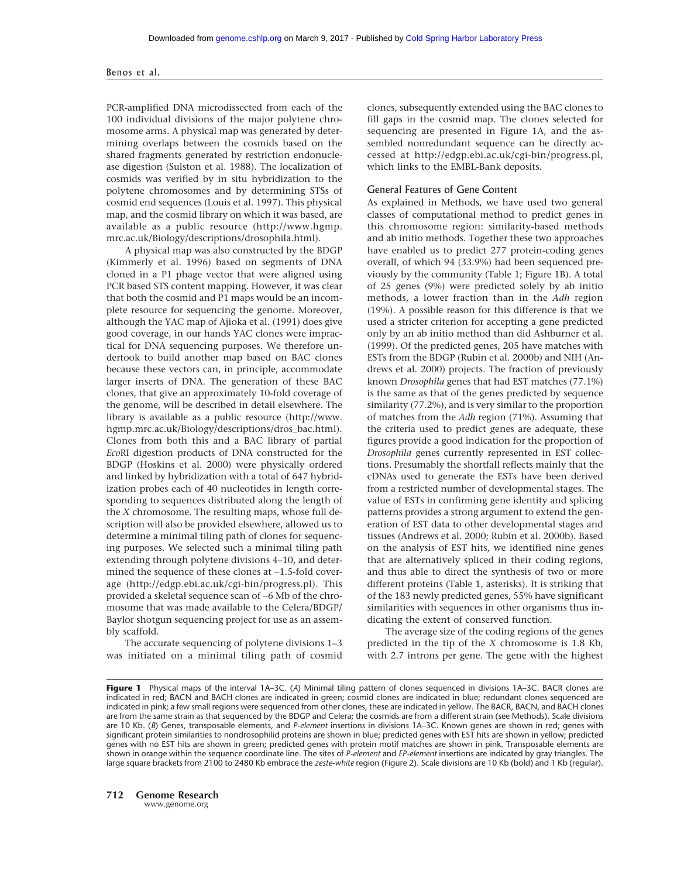PCR-amplified DNA microdissected from each of the 100 individual divisions of the major polytene chromosome arms. A physical map was generated by determining overlaps between the cosmids based on the shared fragments generated by restriction endonuclease digestion (Sulston et al. 1988). The localization of cosmids was verified by in situ hybridization to the polytene chromosomes and by determining STSs of cosmid end sequences (Louis et al. 1997). This physical map, and the cosmid library on which it was based, are available as a public resource (http://www.hgmp.mrc.ac.uk/Biology/descriptions/drosophila.html).

A physical map was also constructed by the BDGP (Kimmerly et al. 1996) based on segments of DNA cloned in a P1 phage vector that were aligned using PCR based STS content mapping. However, it was clear that both the cosmid and P1 maps would be an incomplete resource for sequencing the genome. Moreover, although the YAC map of Ajioka et al. (1991) does give good coverage, in our hands YAC clones were impractical for DNA sequencing purposes. We therefore undertook to build another map based on BAC clones because these vectors can, in principle, accommodate larger inserts of DNA. The generation of these BAC clones, that give an approximately 10-fold coverage of the genome, will be described in detail elsewhere. The library is available as a public resource (http://www.hgmp.mrc.ac.uk/Biology/descriptions/dros_bac.html). Clones from both this and a BAC library of partial *Eco*RI digestion products of DNA constructed for the BDGP (Hoskins et al. 2000) were physically ordered and linked by hybridization with a total of 647 hybridization probes each of 40 nucleotides in length corresponding to sequences distributed along the length of the *X* chromosome. The resulting maps, whose full description will also be provided elsewhere, allowed us to determine a minimal tiling path of clones for sequencing purposes. We selected such a minimal tiling path extending through polytene divisions 4–10, and determined the sequence of these clones at ~1.5-fold coverage (http://edgp.ebi.ac.uk/cgi-bin/progress.pl). This provided a skeletal sequence scan of ~6 Mb of the chromosome that was made available to the Celera/BDGP/Baylor shotgun sequencing project for use as an assembly scaffold.

The accurate sequencing of polytene divisions 1–3 was initiated on a minimal tiling path of cosmid clones, subsequently extended using the BAC clones to fill gaps in the cosmid map. The clones selected for sequencing are presented in Figure 1A, and the assembled nonredundant sequence can be directly accessed at http://edgp.ebi.ac.uk/cgi-bin/progress.pl, which links to the EMBL-Bank deposits.

## General Features of Gene Content

As explained in Methods, we have used two general classes of computational method to predict genes in this chromosome region: similarity-based methods and ab initio methods. Together these two approaches have enabled us to predict 277 protein-coding genes overall, of which 94 (33.9%) had been sequenced previously by the community (Table 1; Figure 1B). A total of 25 genes (9%) were predicted solely by ab initio methods, a lower fraction than in the *Adh* region (19%). A possible reason for this difference is that we used a stricter criterion for accepting a gene predicted only by an ab initio method than did Ashburner et al. (1999). Of the predicted genes, 205 have matches with ESTs from the BDGP (Rubin et al. 2000b) and NIH (Andrews et al. 2000) projects. The fraction of previously known *Drosophila* genes that had EST matches (77.1%) is the same as that of the genes predicted by sequence similarity (77.2%), and is very similar to the proportion of matches from the *Adh* region (71%). Assuming that the criteria used to predict genes are adequate, these figures provide a good indication for the proportion of *Drosophila* genes currently represented in EST collections. Presumably the shortfall reflects mainly that the cDNAs used to generate the ESTs have been derived from a restricted number of developmental stages. The value of ESTs in confirming gene identity and splicing patterns provides a strong argument to extend the generation of EST data to other developmental stages and tissues (Andrews et al. 2000; Rubin et al. 2000b). Based on the analysis of EST hits, we identified nine genes that are alternatively spliced in their coding regions, and thus able to direct the synthesis of two or more different proteins (Table 1, asterisks). It is striking that of the 183 newly predicted genes, 55% have significant similarities with sequences in other organisms thus indicating the extent of conserved function.

The average size of the coding regions of the genes predicted in the tip of the *X* chromosome is 1.8 Kb, with 2.7 introns per gene. The gene with the highest

**Figure 1** Physical maps of the interval 1A–3C. (*A*) Minimal tiling pattern of clones sequenced in divisions 1A–3C. BACR clones are indicated in red; BACN and BACH clones are indicated in green; cosmid clones are indicated in blue; redundant clones sequenced are indicated in pink; a few small regions were sequenced from other clones, these are indicated in yellow. The BACR, BACN, and BACH clones are from the same strain as that sequenced by the BDGP and Celera; the cosmids are from a different strain (see Methods). Scale divisions are 10 Kb. (*B*) Genes, transposable elements, and *P-element* insertions in divisions 1A–3C. Known genes are shown in red; genes with significant protein similarities to nondrosophilid proteins are shown in blue; predicted genes with EST hits are shown in yellow; predicted genes with no EST hits are shown in green; predicted genes with protein motif matches are shown in pink. Transposable elements are shown in orange within the sequence coordinate line. The sites of *P-element* and *EP-element* insertions are indicated by gray triangles. The large square brackets from 2100 to 2480 Kb embrace the *zeste-white* region (Figure 2). Scale divisions are 10 Kb (bold) and 1 Kb (regular).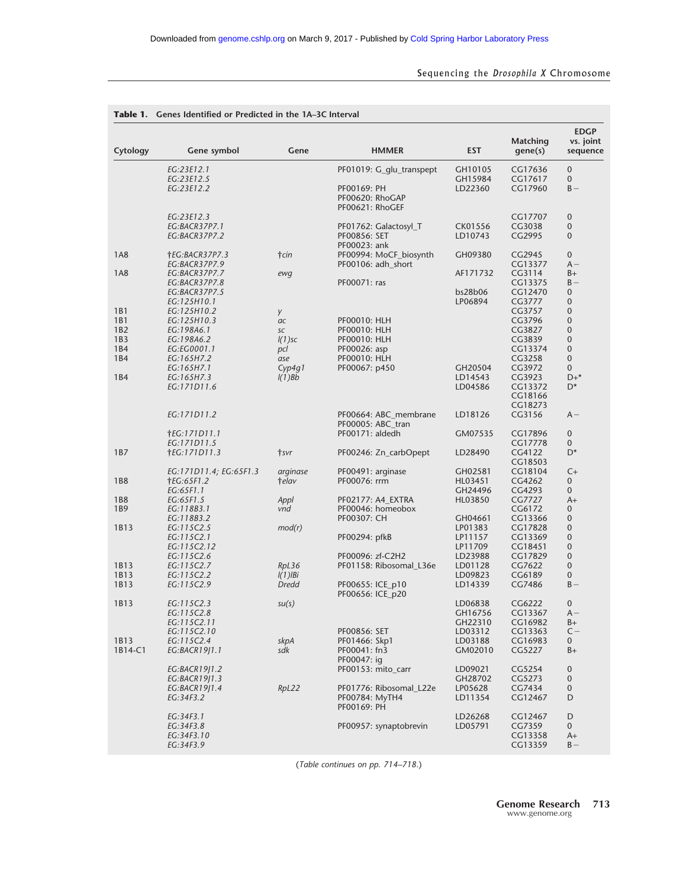**Table 1.** Genes Identified or Predicted in the 1A–3C Interval

| Cytology | Gene symbol | Gene | HMMER | EST | Matching gene(s) | EDGP vs. joint sequence |
|---|---|---|---|---|---|---|
| | *EG:23E12.1* | | PF01019: G_glu_transpept | GH10105 | CG17636 | 0 |
| | *EG:23E12.5* | | | GH15984 | CG17617 | 0 |
| | *EG:23E12.2* | | PF00169: PH<br>PF00620: RhoGAP<br>PF00621: RhoGEF | LD22360 | CG17960 | B− |
| | *EG:23E12.3* | | | | CG17707 | 0 |
| | *EG:BACR37P7.1* | | PF01762: Galactosyl_T | CK01556 | CG3038 | 0 |
| | *EG:BACR37P7.2* | | PF00856: SET<br>PF00023: ank | LD10743 | CG2995 | 0 |
| 1A8 | †*EG:BACR37P7.3* | †*cin* | PF00994: MoCF_biosynth | GH09380 | CG2945 | 0 |
| | *EG:BACR37P7.9* | | PF00106: adh_short | | CG13377 | A− |
| 1A8 | *EG:BACR37P7.7* | *ewg* | | AF171732 | CG3114 | B+ |
| | *EG:BACR37P7.8* | | PF00071: ras | | CG13375 | B− |
| | *EG:BACR37P7.5* | | | bs28b06 | CG12470 | 0 |
| | *EG:125H10.1* | | | LP06894 | CG3777 | 0 |
| 1B1 | *EG:125H10.2* | *y* | | | CG3757 | 0 |
| 1B1 | *EG:125H10.3* | *ac* | PF00010: HLH | | CG3796 | 0 |
| 1B2 | *EG:198A6.1* | *sc* | PF00010: HLH | | CG3827 | 0 |
| 1B3 | *EG:198A6.2* | *l(1)sc* | PF00010: HLH | | CG3839 | 0 |
| 1B4 | *EG:EG0001.1* | *pcl* | PF00026: asp | | CG13374 | 0 |
| 1B4 | *EG:165H7.2* | *ase* | PF00010: HLH | | CG3258 | 0 |
| | *EG:165H7.1* | *Cyp4g1* | PF00067: p450 | GH20504 | CG3972 | 0 |
| 1B4 | *EG:165H7.3* | *l(1)Bb* | | LD14543 | CG3923 | D+* |
| | *EG:171D11.6* | | | LD04586 | CG13372<br>CG18166<br>CG18273 | D* |
| | *EG:171D11.2* | | PF00664: ABC_membrane<br>PF00005: ABC_tran | LD18126 | CG3156 | A− |
| | †*EG:171D11.1* | | PF00171: aldedh | GM07535 | CG17896 | 0 |
| | *EG:171D11.5* | | | | CG17778 | 0 |
| 1B7 | †*EG:171D11.3* | †*svr* | PF00246: Zn_carbOpept | LD28490 | CG4122<br>CG18503 | D* |
| | *EG:171D11.4; EG:65F1.3* | *arginase* | PF00491: arginase | GH02581 | CG18104 | C+ |
| 1B8 | †*EG:65F1.2* | †*elav* | PF00076: rrm | HL03451 | CG4262 | 0 |
| | *EG:65F1.1* | | | GH24496 | CG4293 | 0 |
| 1B8 | *EG:65F1.5* | *Appl* | PF02177: A4_EXTRA | HL03850 | CG7727 | A+ |
| 1B9 | *EG:118B3.1* | *vnd* | PF00046: homeobox | | CG6172 | 0 |
| | *EG:118B3.2* | | PF00307: CH | GH04661 | CG13366 | 0 |
| 1B13 | *EG:115C2.5* | *mod(r)* | | LP01383 | CG17828 | 0 |
| | *EG:115C2.1* | | PF00294: pfkB | LP11157 | CG13369 | 0 |
| | *EG:115C2.12* | | | LP11709 | CG18451 | 0 |
| | *EG:115C2.6* | | PF00096: zf-C2H2 | LD23988 | CG17829 | 0 |
| 1B13 | *EG:115C2.7* | *RpL36* | PF01158: Ribosomal_L36e | LD01128 | CG7622 | 0 |
| 1B13 | *EG:115C2.2* | *l(1)lBi* | | LD09823 | CG6189 | 0 |
| 1B13 | *EG:115C2.9* | *Dredd* | PF00655: ICE_p10<br>PF00656: ICE_p20 | LD14339 | CG7486 | B− |
| 1B13 | *EG:115C2.3* | *su(s)* | | LD06838 | CG6222 | 0 |
| | *EG:115C2.8* | | | GH16756 | CG13367 | A− |
| | *EG:115C2.11* | | | GH22310 | CG16982 | B+ |
| | *EG:115C2.10* | | PF00856: SET | LD03312 | CG13363 | C− |
| 1B13 | *EG:115C2.4* | *skpA* | PF01466: Skp1 | LD03188 | CG16983 | 0 |
| 1B14-C1 | *EG:BACR19J1.1* | *sdk* | PF00041: fn3<br>PF00047: ig | GM02010 | CG5227 | B+ |
| | *EG:BACR19J1.2* | | PF00153: mito_carr | LD09021 | CG5254 | 0 |
| | *EG:BACR19J1.3* | | | GH28702 | CG5273 | 0 |
| | *EG:BACR19J1.4* | *RpL22* | PF01776: Ribosomal_L22e | LP05628 | CG7434 | 0 |
| | *EG:34F3.2* | | PF00784: MyTH4<br>PF00169: PH | LD11354 | CG12467 | D |
| | *EG:34F3.1* | | | LD26268 | CG12467 | D |
| | *EG:34F3.8* | | PF00957: synaptobrevin | LD05791 | CG7359 | 0 |
| | *EG:34F3.10* | | | | CG13358 | A+ |
| | *EG:34F3.9* | | | | CG13359 | B− |

(*Table continues on pp. 714–718.*)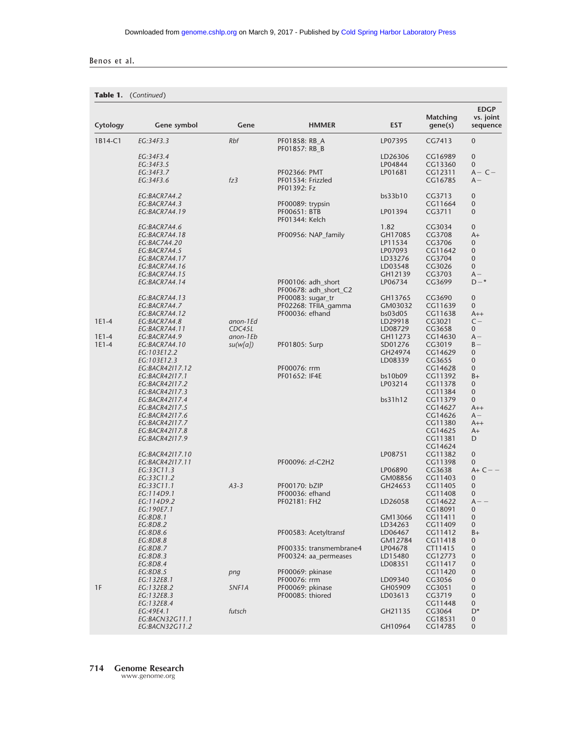**Table 1.** (*Continued*)

| Cytology | Gene symbol | Gene | HMMER | EST | Matching gene(s) | EDGP vs. joint sequence |
|---|---|---|---|---|---|---|
| 1B14-C1 | *EG:34F3.3* | *Rbf* | PF01858: RB_A<br>PF01857: RB_B | LP07395 | CG7413 | 0 |
| | *EG:34F3.4* | | | LD26306 | CG16989 | 0 |
| | *EG:34F3.5* | | | LP04844 | CG13360 | 0 |
| | *EG:34F3.7* | | PF02366: PMT | LP01681 | CG12311 | A− C− |
| | *EG:34F3.6* | *fz3* | PF01534: Frizzled<br>PF01392: Fz | | CG16785 | A− |
| | *EG:BACR7A4.2* | | | bs33b10 | CG3713 | 0 |
| | *EG:BACR7A4.3* | | PF00089: trypsin | | CG11664 | 0 |
| | *EG:BACR7A4.19* | | PF00651: BTB<br>PF01344: Kelch | LP01394 | CG3711 | 0 |
| | *EG:BACR7A4.6* | | | 1.82 | CG3034 | 0 |
| | *EG:BACR7A4.18* | | PF00956: NAP_family | GH17085 | CG3708 | A+ |
| | *EG:BAC7A4.20* | | | LP11534 | CG3706 | 0 |
| | *EG:BACR7A4.5* | | | LP07093 | CG11642 | 0 |
| | *EG:BACR7A4.17* | | | LD33276 | CG3704 | 0 |
| | *EG:BACR7A4.16* | | | LD03548 | CG3026 | 0 |
| | *EG:BACR7A4.15* | | | GH12139 | CG3703 | A− |
| | *EG:BACR7A4.14* | | PF00106: adh_short<br>PF00678: adh_short_C2 | LP06734 | CG3699 | D−* |
| | *EG:BACR7A4.13* | | PF00083: sugar_tr | GH13765 | CG3690 | 0 |
| | *EG:BACR7A4.7* | | PF02268: TFIIA_gamma | GM03032 | CG11639 | 0 |
| | *EG:BACR7A4.12* | | PF00036: efhand | bs03d05 | CG11638 | A++ |
| 1E1-4 | *EG:BACR7A4.8* | *anon-1Ed* | | LD29918 | CG3021 | C− |
| | *EG:BACR7A4.11* | *CDC45L* | | LD08729 | CG3658 | 0 |
| 1E1-4 | *EG:BACR7A4.9* | *anon-1Eb* | | GH11273 | CG14630 | A− |
| 1E1-4 | *EG:BACR7A4.10* | *su(w[a])* | PF01805: Surp | SD01276 | CG3019 | B− |
| | *EG:103E12.2* | | | GH24974 | CG14629 | 0 |
| | *EG:103E12.3* | | | LD08339 | CG3655 | 0 |
| | *EG:BACR42I17.12* | | PF00076: rrm | | CG14628 | 0 |
| | *EG:BACR42I17.1* | | PF01652: IF4E | bs10b09 | CG11392 | B+ |
| | *EG:BACR42I17.2* | | | LP03214 | CG11378 | 0 |
| | *EG:BACR42I17.3* | | | | CG11384 | 0 |
| | *EG:BACR42I17.4* | | | bs31h12 | CG11379 | 0 |
| | *EG:BACR42I17.5* | | | | CG14627 | A++ |
| | *EG:BACR42I17.6* | | | | CG14626 | A− |
| | *EG:BACR42I17.7* | | | | CG11380 | A++ |
| | *EG:BACR42I17.8* | | | | CG14625 | A+ |
| | *EG:BACR42I17.9* | | | | CG11381<br>CG14624 | D |
| | *EG:BACR42I17.10* | | | LP08751 | CG11382 | 0 |
| | *EG:BACR42I17.11* | | PF00096: zf-C2H2 | | CG11398 | 0 |
| | *EG:33C11.3* | | | LP06890 | CG3638 | A+ C− − |
| | *EG:33C11.2* | | | GM08856 | CG11403 | 0 |
| | *EG:33C11.1* | *A3-3* | PF00170: bZIP | GH24653 | CG11405 | 0 |
| | *EG:114D9.1* | | PF00036: efhand | | CG11408 | 0 |
| | *EG:114D9.2* | | PF02181: FH2 | LD26058 | CG14622 | A− − |
| | *EG:190E7.1* | | | | CG18091 | 0 |
| | *EG:8D8.1* | | | GM13066 | CG11411 | 0 |
| | *EG:8D8.2* | | | LD34263 | CG11409 | 0 |
| | *EG:8D8.6* | | PF00583: Acetyltransf | LD06467 | CG11412 | B+ |
| | *EG:8D8.8* | | | GM12784 | CG11418 | 0 |
| | *EG:8D8.7* | | PF00335: transmembrane4 | LP04678 | CT11415 | 0 |
| | *EG:8D8.3* | | PF00324: aa_permeases | LD15480 | CG12773 | 0 |
| | *EG:8D8.4* | | | LD08351 | CG11417 | 0 |
| | *EG:8D8.5* | *png* | PF00069: pkinase | | CG11420 | 0 |
| | *EG:132E8.1* | | PF00076: rrm | LD09340 | CG3056 | 0 |
| 1F | *EG:132E8.2* | *SNF1A* | PF00069: pkinase | GH05909 | CG3051 | 0 |
| | *EG:132E8.3* | | PF00085: thiored | LD03613 | CG3719 | 0 |
| | *EG:132E8.4* | | | | CG11448 | 0 |
| | *EG:49E4.1* | *futsch* | | GH21135 | CG3064 | D* |
| | *EG:BACN32G11.1* | | | | CG18531 | 0 |
| | *EG:BACN32G11.2* | | | GH10964 | CG14785 | 0 |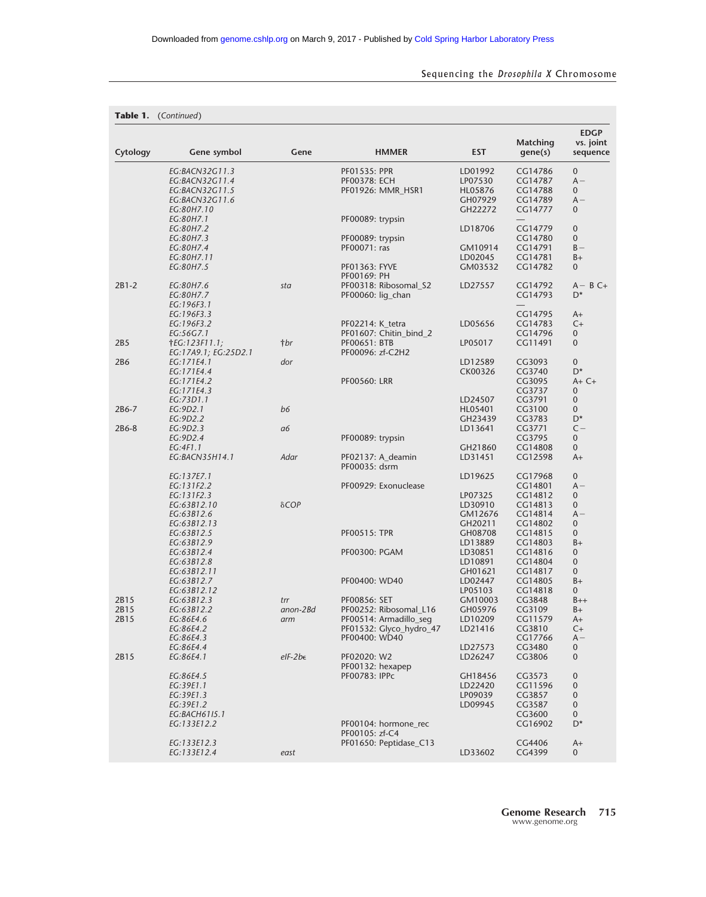**Table 1.** (*Continued*)

| Cytology | Gene symbol | Gene | HMMER | EST | Matching gene(s) | EDGP vs. joint sequence |
|---|---|---|---|---|---|---|
| | *EG:BACN32G11.3* | | PF01535: PPR | LD01992 | CG14786 | 0 |
| | *EG:BACN32G11.4* | | PF00378: ECH | LP07530 | CG14787 | A− |
| | *EG:BACN32G11.5* | | PF01926: MMR_HSR1 | HL05876 | CG14788 | 0 |
| | *EG:BACN32G11.6* | | | GH07929 | CG14789 | A− |
| | *EG:80H7.10* | | | GH22272 | CG14777 | 0 |
| | *EG:80H7.1* | | PF00089: trypsin | | — | |
| | *EG:80H7.2* | | | LD18706 | CG14779 | 0 |
| | *EG:80H7.3* | | PF00089: trypsin | | CG14780 | 0 |
| | *EG:80H7.4* | | PF00071: ras | GM10914 | CG14791 | B− |
| | *EG:80H7.11* | | | LD02045 | CG14781 | B+ |
| | *EG:80H7.5* | | PF01363: FYVE<br>PF00169: PH | GM03532 | CG14782 | 0 |
| 2B1-2 | *EG:80H7.6* | *sta* | PF00318: Ribosomal_S2 | LD27557 | CG14792 | A− B C+ |
| | *EG:80H7.7* | | PF00060: lig_chan | | CG14793 | D* |
| | *EG:196F3.1* | | | | — | |
| | *EG:196F3.3* | | | | CG14795 | A+ |
| | *EG:196F3.2* | | PF02214: K_tetra | LD05656 | CG14783 | C+ |
| | *EG:56G7.1* | | PF01607: Chitin_bind_2 | | CG14796 | 0 |
| 2B5 | †*EG:123F11.1; EG:17A9.1; EG:25D2.1* | †*br* | PF00651: BTB<br>PF00096: zf-C2H2 | LP05017 | CG11491 | 0 |
| 2B6 | *EG:171E4.1* | *dor* | | LD12589 | CG3093 | 0 |
| | *EG:171E4.4* | | | CK00326 | CG3740 | D* |
| | *EG:171E4.2* | | PF00560: LRR | | CG3095 | A+ C+ |
| | *EG:171E4.3* | | | | CG3737 | 0 |
| | *EG:73D1.1* | | | LD24507 | CG3791 | 0 |
| 2B6-7 | *EG:9D2.1* | *b6* | | HL05401 | CG3100 | 0 |
| | *EG:9D2.2* | | | GH23439 | CG3783 | D* |
| 2B6-8 | *EG:9D2.3* | *a6* | | LD13641 | CG3771 | C− |
| | *EG:9D2.4* | | PF00089: trypsin | | CG3795 | 0 |
| | *EG:4F1.1* | | | GH21860 | CG14808 | 0 |
| | *EG:BACN35H14.1* | *Adar* | PF02137: A_deamin<br>PF00035: dsrm | LD31451 | CG12598 | A+ |
| | *EG:137E7.1* | | | LD19625 | CG17968 | 0 |
| | *EG:131F2.2* | | PF00929: Exonuclease | | CG14801 | A− |
| | *EG:131F2.3* | | | LP07325 | CG14812 | 0 |
| | *EG:63B12.10* | δ*COP* | | LD30910 | CG14813 | 0 |
| | *EG:63B12.6* | | | GM12676 | CG14814 | A− |
| | *EG:63B12.13* | | | GH20211 | CG14802 | 0 |
| | *EG:63B12.5* | | PF00515: TPR | GH08708 | CG14815 | 0 |
| | *EG:63B12.9* | | | LD13889 | CG14803 | B+ |
| | *EG:63B12.4* | | PF00300: PGAM | LD30851 | CG14816 | 0 |
| | *EG:63B12.8* | | | LD10891 | CG14804 | 0 |
| | *EG:63B12.11* | | | GH01621 | CG14817 | 0 |
| | *EG:63B12.7* | | PF00400: WD40 | LD02447 | CG14805 | B+ |
| | *EG:63B12.12* | | | LP05103 | CG14818 | 0 |
| 2B15 | *EG:63B12.3* | *trr* | PF00856: SET | GM10003 | CG3848 | B++ |
| 2B15 | *EG:63B12.2* | *anon-2Bd* | PF00252: Ribosomal_L16 | GH05976 | CG3109 | B+ |
| 2B15 | *EG:86E4.6* | *arm* | PF00514: Armadillo_seg | LD10209 | CG11579 | A+ |
| | *EG:86E4.2* | | PF01532: Glyco_hydro_47 | LD21416 | CG3810 | C+ |
| | *EG:86E4.3* | | PF00400: WD40 | | CG17766 | A− |
| | *EG:86E4.4* | | | LD27573 | CG3480 | 0 |
| 2B15 | *EG:86E4.1* | *eIF-2b*ε | PF02020: W2<br>PF00132: hexapep | LD26247 | CG3806 | 0 |
| | *EG:86E4.5* | | PF00783: IPPc | GH18456 | CG3573 | 0 |
| | *EG:39E1.1* | | | LD22420 | CG11596 | 0 |
| | *EG:39E1.3* | | | LP09039 | CG3857 | 0 |
| | *EG:39E1.2* | | | LD09945 | CG3587 | 0 |
| | *EG:BACH61I5.1* | | | | CG3600 | 0 |
| | *EG:133E12.2* | | PF00104: hormone_rec<br>PF00105: zf-C4 | | CG16902 | D* |
| | *EG:133E12.3* | | PF01650: Peptidase_C13 | | CG4406 | A+ |
| | *EG:133E12.4* | *east* | | LD33602 | CG4399 | 0 |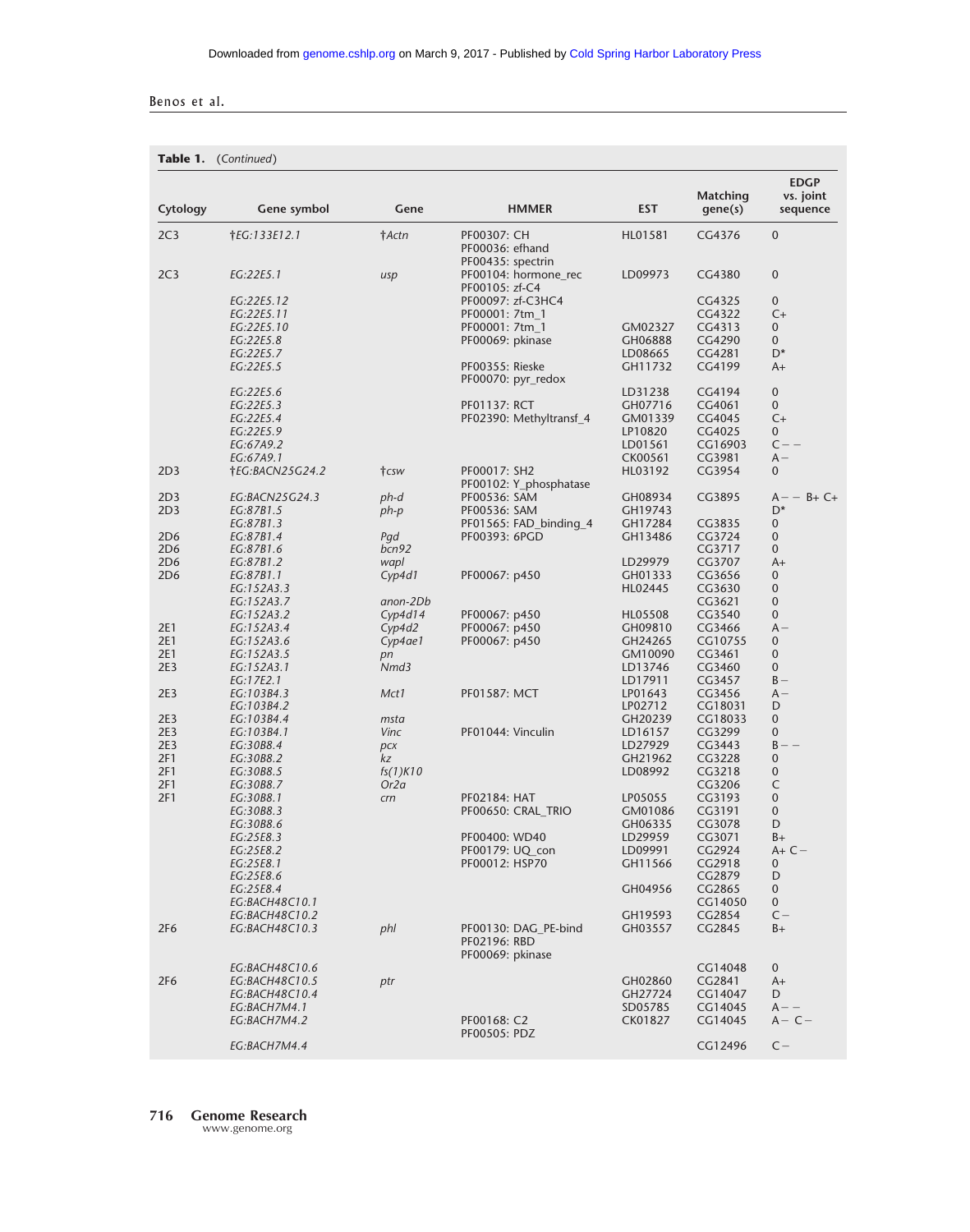**Table 1.** (*Continued*)

| Cytology | Gene symbol | Gene | HMMER | EST | Matching gene(s) | EDGP vs. joint sequence |
|---|---|---|---|---|---|---|
| 2C3 | †*EG:133E12.1* | †*Actn* | PF00307: CH<br>PF00036: efhand<br>PF00435: spectrin | HL01581 | CG4376 | 0 |
| 2C3 | *EG:22E5.1* | *usp* | PF00104: hormone_rec<br>PF00105: zf-C4 | LD09973 | CG4380 | 0 |
| | *EG:22E5.12* | | PF00097: zf-C3HC4 | | CG4325 | 0 |
| | *EG:22E5.11* | | PF00001: 7tm_1 | | CG4322 | C+ |
| | *EG:22E5.10* | | PF00001: 7tm_1 | GM02327 | CG4313 | 0 |
| | *EG:22E5.8* | | PF00069: pkinase | GH06888 | CG4290 | 0 |
| | *EG:22E5.7* | | | LD08665 | CG4281 | D* |
| | *EG:22E5.5* | | PF00355: Rieske<br>PF00070: pyr_redox | GH11732 | CG4199 | A+ |
| | *EG:22E5.6* | | | LD31238 | CG4194 | 0 |
| | *EG:22E5.3* | | PF01137: RCT | GH07716 | CG4061 | 0 |
| | *EG:22E5.4* | | PF02390: Methyltransf_4 | GM01339 | CG4045 | C+ |
| | *EG:22E5.9* | | | LP10820 | CG4025 | 0 |
| | *EG:67A9.2* | | | LD01561 | CG16903 | C− − |
| | *EG:67A9.1* | | | CK00561 | CG3981 | A− |
| 2D3 | †*EG:BACN25G24.2* | †*csw* | PF00017: SH2<br>PF00102: Y_phosphatase | HL03192 | CG3954 | 0 |
| 2D3 | *EG:BACN25G24.3* | *ph-d* | PF00536: SAM | GH08934 | CG3895 | A− − B+ C+ |
| 2D3 | *EG:87B1.5* | *ph-p* | PF00536: SAM | GH19743 | | D* |
| | *EG:87B1.3* | | PF01565: FAD_binding_4 | GH17284 | CG3835 | 0 |
| 2D6 | *EG:87B1.4* | *Pgd* | PF00393: 6PGD | GH13486 | CG3724 | 0 |
| 2D6 | *EG:87B1.6* | *bcn92* | | | CG3717 | 0 |
| 2D6 | *EG:87B1.2* | *wapl* | | LD29979 | CG3707 | A+ |
| 2D6 | *EG:87B1.1* | *Cyp4d1* | PF00067: p450 | GH01333 | CG3656 | 0 |
| | *EG:152A3.3* | | | HL02445 | CG3630 | 0 |
| | *EG:152A3.7* | *anon-2Db* | | | CG3621 | 0 |
| | *EG:152A3.2* | *Cyp4d14* | PF00067: p450 | HL05508 | CG3540 | 0 |
| 2E1 | *EG:152A3.4* | *Cyp4d2* | PF00067: p450 | GH09810 | CG3466 | A− |
| 2E1 | *EG:152A3.6* | *Cyp4ae1* | PF00067: p450 | GH24265 | CG10755 | 0 |
| 2E1 | *EG:152A3.5* | *pn* | | GM10090 | CG3461 | 0 |
| 2E3 | *EG:152A3.1* | *Nmd3* | | LD13746 | CG3460 | 0 |
| | *EG:17E2.1* | | | LD17911 | CG3457 | B− |
| 2E3 | *EG:103B4.3* | *Mct1* | PF01587: MCT | LP01643 | CG3456 | A− |
| | *EG:103B4.2* | | | LP02712 | CG18031 | D |
| 2E3 | *EG:103B4.4* | *msta* | | GH20239 | CG18033 | 0 |
| 2E3 | *EG:103B4.1* | *Vinc* | PF01044: Vinculin | LD16157 | CG3299 | 0 |
| 2E3 | *EG:30B8.4* | *pcx* | | LD27929 | CG3443 | B− − |
| 2F1 | *EG:30B8.2* | *kz* | | GH21962 | CG3228 | 0 |
| 2F1 | *EG:30B8.5* | *fs(1)K10* | | LD08992 | CG3218 | 0 |
| 2F1 | *EG:30B8.7* | *Or2a* | | | CG3206 | C |
| 2F1 | *EG:30B8.1* | *crn* | PF02184: HAT | LP05055 | CG3193 | 0 |
| | *EG:30B8.3* | | PF00650: CRAL_TRIO | GM01086 | CG3191 | 0 |
| | *EG:30B8.6* | | | GH06335 | CG3078 | D |
| | *EG:25E8.3* | | PF00400: WD40 | LD29959 | CG3071 | B+ |
| | *EG:25E8.2* | | PF00179: UQ_con | LD09991 | CG2924 | A+ C− |
| | *EG:25E8.1* | | PF00012: HSP70 | GH11566 | CG2918 | 0 |
| | *EG:25E8.6* | | | | CG2879 | D |
| | *EG:25E8.4* | | | GH04956 | CG2865 | 0 |
| | *EG:BACH48C10.1* | | | | CG14050 | 0 |
| | *EG:BACH48C10.2* | | | GH19593 | CG2854 | C− |
| 2F6 | *EG:BACH48C10.3* | *phl* | PF00130: DAG_PE-bind<br>PF02196: RBD<br>PF00069: pkinase | GH03557 | CG2845 | B+ |
| | *EG:BACH48C10.6* | | | | CG14048 | 0 |
| 2F6 | *EG:BACH48C10.5* | *ptr* | | GH02860 | CG2841 | A+ |
| | *EG:BACH48C10.4* | | | GH27724 | CG14047 | D |
| | *EG:BACH7M4.1* | | | SD05785 | CG14045 | A− − |
| | *EG:BACH7M4.2* | | PF00168: C2<br>PF00505: PDZ | CK01827 | CG14045 | A− C− |
| | *EG:BACH7M4.4* | | | | CG12496 | C− |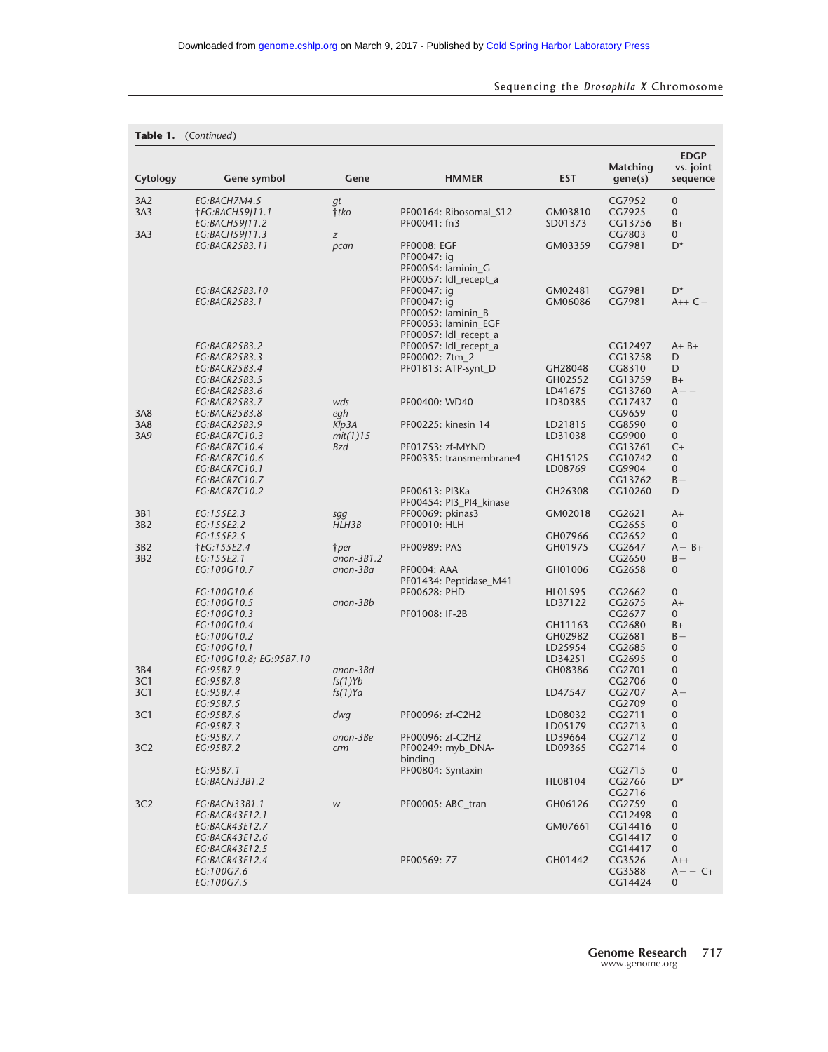**Table 1.** (*Continued*)

| Cytology | Gene symbol | Gene | HMMER | EST | Matching gene(s) | EDGP vs. joint sequence |
|---|---|---|---|---|---|---|
| 3A2 | *EG:BACH7M4.5* | *gt* | | | CG7952 | 0 |
| 3A3 | †*EG:BACH59J11.1* | †*tko* | PF00164: Ribosomal_S12 | GM03810 | CG7925 | 0 |
| | *EG:BACH59J11.2* | | PF00041: fn3 | SD01373 | CG13756 | B+ |
| 3A3 | *EG:BACH59J11.3* | *z* | | | CG7803 | 0 |
| | *EG:BACR25B3.11* | *pcan* | PF0008: EGF<br>PF00047: ig<br>PF00054: laminin_G<br>PF00057: ldl_recept_a | GM03359 | CG7981 | D* |
| | *EG:BACR25B3.10* | | PF00047: ig | GM02481 | CG7981 | D* |
| | *EG:BACR25B3.1* | | PF00047: ig<br>PF00052: laminin_B<br>PF00053: laminin_EGF<br>PF00057: ldl_recept_a | GM06086 | CG7981 | A++ C− |
| | *EG:BACR25B3.2* | | PF00057: ldl_recept_a | | CG12497 | A+ B+ |
| | *EG:BACR25B3.3* | | PF00002: 7tm_2 | | CG13758 | D |
| | *EG:BACR25B3.4* | | PF01813: ATP-synt_D | GH28048 | CG8310 | D |
| | *EG:BACR25B3.5* | | | GH02552 | CG13759 | B+ |
| | *EG:BACR25B3.6* | | | LD41675 | CG13760 | A− − |
| | *EG:BACR25B3.7* | *wds* | PF00400: WD40 | LD30385 | CG17437 | 0 |
| 3A8 | *EG:BACR25B3.8* | *egh* | | | CG9659 | 0 |
| 3A8 | *EG:BACR25B3.9* | *Klp3A* | PF00225: kinesin 14 | LD21815 | CG8590 | 0 |
| 3A9 | *EG:BACR7C10.3* | *mit(1)15* | | LD31038 | CG9900 | 0 |
| | *EG:BACR7C10.4* | *Bzd* | PF01753: zf-MYND | | CG13761 | C+ |
| | *EG:BACR7C10.6* | | PF00335: transmembrane4 | GH15125 | CG10742 | 0 |
| | *EG:BACR7C10.1* | | | LD08769 | CG9904 | 0 |
| | *EG:BACR7C10.7* | | | | CG13762 | B− |
| | *EG:BACR7C10.2* | | PF00613: PI3Ka<br>PF00454: PI3_PI4_kinase | GH26308 | CG10260 | D |
| 3B1 | *EG:155E2.3* | *sgg* | PF00069: pkinas3 | GM02018 | CG2621 | A+ |
| 3B2 | *EG:155E2.2* | *HLH3B* | PF00010: HLH | | CG2655 | 0 |
| | *EG:155E2.5* | | | GH07966 | CG2652 | 0 |
| 3B2 | †*EG:155E2.4* | †*per* | PF00989: PAS | GH01975 | CG2647 | A− B+ |
| 3B2 | *EG:155E2.1* | *anon-3B1.2* | | | CG2650 | B− |
| | *EG:100G10.7* | *anon-3Ba* | PF0004: AAA<br>PF01434: Peptidase_M41 | GH01006 | CG2658 | 0 |
| | *EG:100G10.6* | | PF00628: PHD | HL01595 | CG2662 | 0 |
| | *EG:100G10.5* | *anon-3Bb* | | LD37122 | CG2675 | A+ |
| | *EG:100G10.3* | | PF01008: IF-2B | | CG2677 | 0 |
| | *EG:100G10.4* | | | GH11163 | CG2680 | B+ |
| | *EG:100G10.2* | | | GH02982 | CG2681 | B− |
| | *EG:100G10.1* | | | LD25954 | CG2685 | 0 |
| | *EG:100G10.8; EG:95B7.10* | | | LD34251 | CG2695 | 0 |
| 3B4 | *EG:95B7.9* | *anon-3Bd* | | GH08386 | CG2701 | 0 |
| 3C1 | *EG:95B7.8* | *fs(1)Yb* | | | CG2706 | 0 |
| 3C1 | *EG:95B7.4* | *fs(1)Ya* | | LD47547 | CG2707 | A− |
| | *EG:95B7.5* | | | | CG2709 | 0 |
| 3C1 | *EG:95B7.6* | *dwg* | PF00096: zf-C2H2 | LD08032 | CG2711 | 0 |
| | *EG:95B7.3* | | | LD05179 | CG2713 | 0 |
| | *EG:95B7.7* | *anon-3Be* | PF00096: zf-C2H2 | LD39664 | CG2712 | 0 |
| 3C2 | *EG:95B7.2* | *crm* | PF00249: myb_DNA-binding | LD09365 | CG2714 | 0 |
| | *EG:95B7.1* | | PF00804: Syntaxin | | CG2715 | 0 |
| | *EG:BACN33B1.2* | | | HL08104 | CG2766<br>CG2716 | D* |
| 3C2 | *EG:BACN33B1.1* | *w* | PF00005: ABC_tran | GH06126 | CG2759 | 0 |
| | *EG:BACR43E12.1* | | | | CG12498 | 0 |
| | *EG:BACR43E12.7* | | | GM07661 | CG14416 | 0 |
| | *EG:BACR43E12.6* | | | | CG14417 | 0 |
| | *EG:BACR43E12.5* | | | | CG14417 | 0 |
| | *EG:BACR43E12.4* | | PF00569: ZZ | GH01442 | CG3526 | A++ |
| | *EG:100G7.6* | | | | CG3588 | A− − C+ |
| | *EG:100G7.5* | | | | CG14424 | 0 |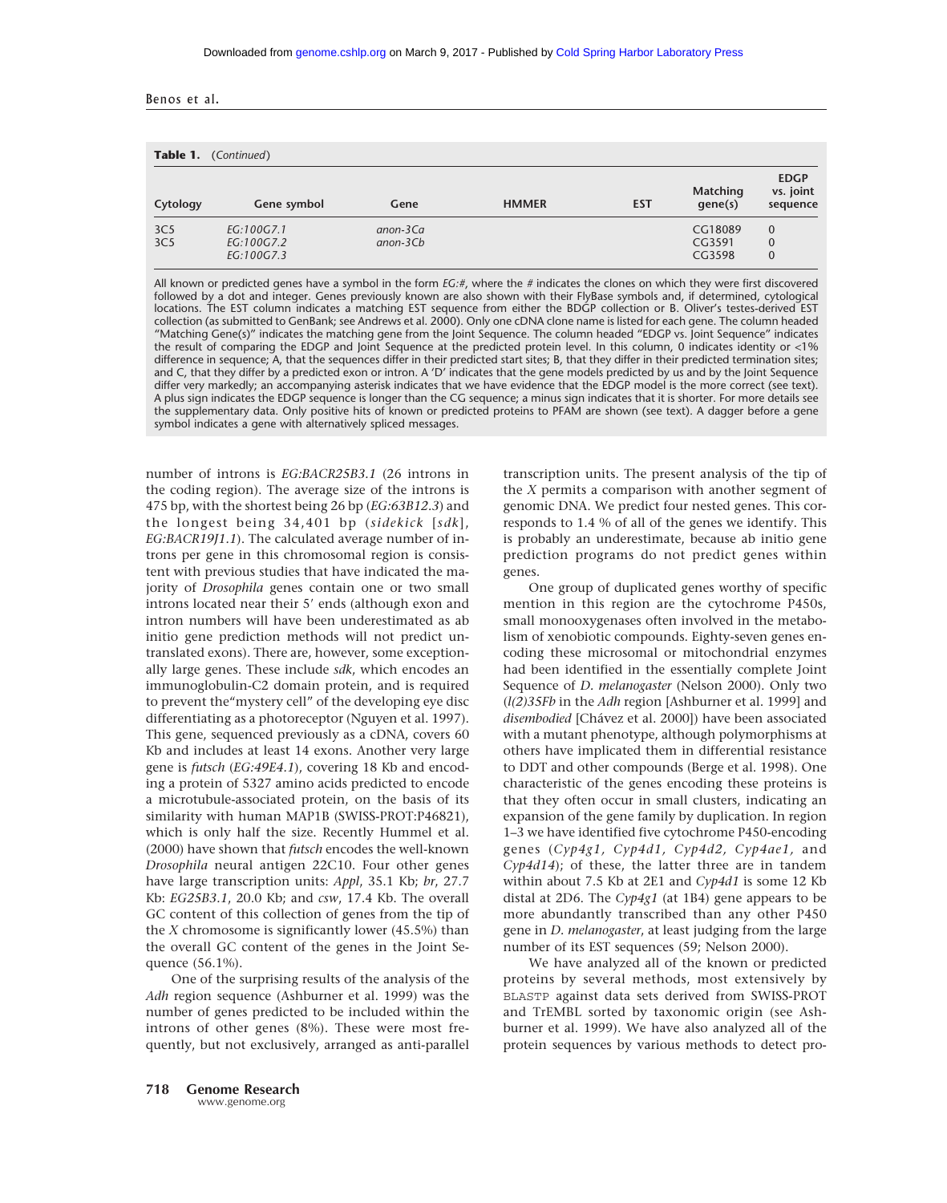**Table 1.** (*Continued*)

| Cytology | Gene symbol | Gene | HMMER | EST | Matching gene(s) | EDGP vs. joint sequence |
|---|---|---|---|---|---|---|
| 3C5 | *EG:100G7.1* | *anon-3Ca* | | | CG18089 | 0 |
| 3C5 | *EG:100G7.2* | *anon-3Cb* | | | CG3591 | 0 |
| | *EG:100G7.3* | | | | CG3598 | 0 |

All known or predicted genes have a symbol in the form *EG:#*, where the *#* indicates the clones on which they were first discovered followed by a dot and integer. Genes previously known are also shown with their FlyBase symbols and, if determined, cytological locations. The EST column indicates a matching EST sequence from either the BDGP collection or B. Oliver's testes-derived EST collection (as submitted to GenBank; see Andrews et al. 2000). Only one cDNA clone name is listed for each gene. The column headed "Matching Gene(s)" indicates the matching gene from the Joint Sequence. The column headed "EDGP vs. Joint Sequence" indicates the result of comparing the EDGP and Joint Sequence at the predicted protein level. In this column, 0 indicates identity or <1% difference in sequence; A, that the sequences differ in their predicted start sites; B, that they differ in their predicted termination sites; and C, that they differ by a predicted exon or intron. A 'D' indicates that the gene models predicted by us and by the Joint Sequence differ very markedly; an accompanying asterisk indicates that we have evidence that the EDGP model is the more correct (see text). A plus sign indicates the EDGP sequence is longer than the CG sequence; a minus sign indicates that it is shorter. For more details see the supplementary data. Only positive hits of known or predicted proteins to PFAM are shown (see text). A dagger before a gene symbol indicates a gene with alternatively spliced messages.

number of introns is *EG:BACR25B3.1* (26 introns in the coding region). The average size of the introns is 475 bp, with the shortest being 26 bp (*EG:63B12.3*) and the longest being 34,401 bp (*sidekick* [*sdk*], *EG:BACR19J1.1*). The calculated average number of introns per gene in this chromosomal region is consistent with previous studies that have indicated the majority of *Drosophila* genes contain one or two small introns located near their 5′ ends (although exon and intron numbers will have been underestimated as ab initio gene prediction methods will not predict untranslated exons). There are, however, some exceptionally large genes. These include *sdk*, which encodes an immunoglobulin-C2 domain protein, and is required to prevent the"mystery cell" of the developing eye disc differentiating as a photoreceptor (Nguyen et al. 1997). This gene, sequenced previously as a cDNA, covers 60 Kb and includes at least 14 exons. Another very large gene is *futsch* (*EG:49E4.1*), covering 18 Kb and encoding a protein of 5327 amino acids predicted to encode a microtubule-associated protein, on the basis of its similarity with human MAP1B (SWISS-PROT:P46821), which is only half the size. Recently Hummel et al. (2000) have shown that *futsch* encodes the well-known *Drosophila* neural antigen 22C10. Four other genes have large transcription units: *Appl*, 35.1 Kb; *br*, 27.7 Kb: *EG25B3.1*, 20.0 Kb; and *csw*, 17.4 Kb. The overall GC content of this collection of genes from the tip of the *X* chromosome is significantly lower (45.5%) than the overall GC content of the genes in the Joint Sequence (56.1%).

One of the surprising results of the analysis of the *Adh* region sequence (Ashburner et al. 1999) was the number of genes predicted to be included within the introns of other genes (8%). These were most frequently, but not exclusively, arranged as anti-parallel transcription units. The present analysis of the tip of the *X* permits a comparison with another segment of genomic DNA. We predict four nested genes. This corresponds to 1.4 % of all of the genes we identify. This is probably an underestimate, because ab initio gene prediction programs do not predict genes within genes.

One group of duplicated genes worthy of specific mention in this region are the cytochrome P450s, small monooxygenases often involved in the metabolism of xenobiotic compounds. Eighty-seven genes encoding these microsomal or mitochondrial enzymes had been identified in the essentially complete Joint Sequence of *D. melanogaster* (Nelson 2000). Only two (*l(2)35Fb* in the *Adh* region [Ashburner et al. 1999] and *disembodied* [Chávez et al. 2000]) have been associated with a mutant phenotype, although polymorphisms at others have implicated them in differential resistance to DDT and other compounds (Berge et al. 1998). One characteristic of the genes encoding these proteins is that they often occur in small clusters, indicating an expansion of the gene family by duplication. In region 1–3 we have identified five cytochrome P450-encoding genes (*Cyp4g1, Cyp4d1, Cyp4d2, Cyp4ae1,* and *Cyp4d14*); of these, the latter three are in tandem within about 7.5 Kb at 2E1 and *Cyp4d1* is some 12 Kb distal at 2D6. The *Cyp4g1* (at 1B4) gene appears to be more abundantly transcribed than any other P450 gene in *D. melanogaster*, at least judging from the large number of its EST sequences (59; Nelson 2000).

We have analyzed all of the known or predicted proteins by several methods, most extensively by BLASTP against data sets derived from SWISS-PROT and TrEMBL sorted by taxonomic origin (see Ashburner et al. 1999). We have also analyzed all of the protein sequences by various methods to detect pro-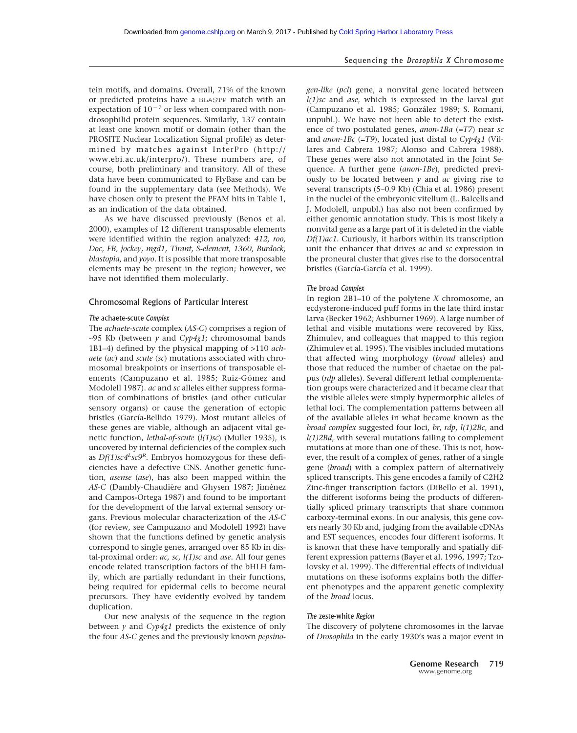tein motifs, and domains. Overall, 71% of the known or predicted proteins have a BLASTP match with an expectation of $10^{-7}$ or less when compared with non-drosophilid protein sequences. Similarly, 137 contain at least one known motif or domain (other than the PROSITE Nuclear Localization Signal profile) as determined by matches against InterPro (http://www.ebi.ac.uk/interpro/). These numbers are, of course, both preliminary and transitory. All of these data have been communicated to FlyBase and can be found in the supplementary data (see Methods). We have chosen only to present the PFAM hits in Table 1, as an indication of the data obtained.

As we have discussed previously (Benos et al. 2000), examples of 12 different transposable elements were identified within the region analyzed: *412, roo, Doc, FB, jockey, mgd1, Tirant, S-element, 1360, Burdock, blastopia,* and *yoyo*. It is possible that more transposable elements may be present in the region; however, we have not identified them molecularly.

## Chromosomal Regions of Particular Interest

### *The* achaete-scute *Complex*

The *achaete-scute* complex (*AS-C*) comprises a region of ~95 Kb (between *y* and *Cyp4g1*; chromosomal bands 1B1–4) defined by the physical mapping of >110 *achaete* (*ac*) and *scute* (*sc*) mutations associated with chromosomal breakpoints or insertions of transposable elements (Campuzano et al. 1985; Ruiz-Gómez and Modolell 1987). *ac* and *sc* alleles either suppress formation of combinations of bristles (and other cuticular sensory organs) or cause the generation of ectopic bristles (García-Bellido 1979). Most mutant alleles of these genes are viable, although an adjacent vital genetic function, *lethal-of-scute* (*l(1)sc*) (Muller 1935), is uncovered by internal deficiencies of the complex such as *Df(1)sc4$^{L}$sc9$^{R}$*. Embryos homozygous for these deficiencies have a defective CNS. Another genetic function, *asense* (*ase*), has also been mapped within the *AS-C* (Dambly-Chaudière and Ghysen 1987; Jiménez and Campos-Ortega 1987) and found to be important for the development of the larval external sensory organs. Previous molecular characterization of the *AS-C* (for review, see Campuzano and Modolell 1992) have shown that the functions defined by genetic analysis correspond to single genes, arranged over 85 Kb in distal-proximal order: *ac, sc, l(1)sc* and *ase*. All four genes encode related transcription factors of the bHLH family, which are partially redundant in their functions, being required for epidermal cells to become neural precursors. They have evidently evolved by tandem duplication.

Our new analysis of the sequence in the region between *y* and *Cyp4g1* predicts the existence of only the four *AS-C* genes and the previously known *pepsinogen-like* (*pcl*) gene, a nonvital gene located between *l(1)sc* and *ase*, which is expressed in the larval gut (Campuzano et al. 1985; González 1989; S. Romani, unpubl.). We have not been able to detect the existence of two postulated genes, *anon-1Ba* (=*T7*) near *sc* and *anon-1Bc* (=*T9*), located just distal to *Cyp4g1* (Villares and Cabrera 1987; Alonso and Cabrera 1988). These genes were also not annotated in the Joint Sequence. A further gene (*anon-1Be*), predicted previously to be located between *y* and *ac* giving rise to several transcripts (5–0.9 Kb) (Chia et al. 1986) present in the nuclei of the embryonic vitellum (L. Balcells and J. Modolell, unpubl.) has also not been confirmed by either genomic annotation study. This is most likely a nonvital gene as a large part of it is deleted in the viable *Df(1)ac1*. Curiously, it harbors within its transcription unit the enhancer that drives *ac* and *sc* expression in the proneural cluster that gives rise to the dorsocentral bristles (García-García et al. 1999).

### *The* broad *Complex*

In region 2B1–10 of the polytene *X* chromosome, an ecdysterone-induced puff forms in the late third instar larva (Becker 1962; Ashburner 1969). A large number of lethal and visible mutations were recovered by Kiss, Zhimulev, and colleagues that mapped to this region (Zhimulev et al. 1995). The visibles included mutations that affected wing morphology (*broad* alleles) and those that reduced the number of chaetae on the palpus (*rdp* alleles). Several different lethal complementation groups were characterized and it became clear that the visible alleles were simply hypermorphic alleles of lethal loci. The complementation patterns between all of the available alleles in what became known as the *broad complex* suggested four loci, *br*, *rdp*, *l(1)2Bc*, and *l(1)2Bd*, with several mutations failing to complement mutations at more than one of these. This is not, however, the result of a complex of genes, rather of a single gene (*broad*) with a complex pattern of alternatively spliced transcripts. This gene encodes a family of C2H2 Zinc-finger transcription factors (DiBello et al. 1991), the different isoforms being the products of differentially spliced primary transcripts that share common carboxy-terminal exons. In our analysis, this gene covers nearly 30 Kb and, judging from the available cDNAs and EST sequences, encodes four different isoforms. It is known that these have temporally and spatially different expression patterns (Bayer et al. 1996, 1997; Tzolovsky et al. 1999). The differential effects of individual mutations on these isoforms explains both the different phenotypes and the apparent genetic complexity of the *broad* locus.

### *The* zeste-white *Region*

The discovery of polytene chromosomes in the larvae of *Drosophila* in the early 1930's was a major event in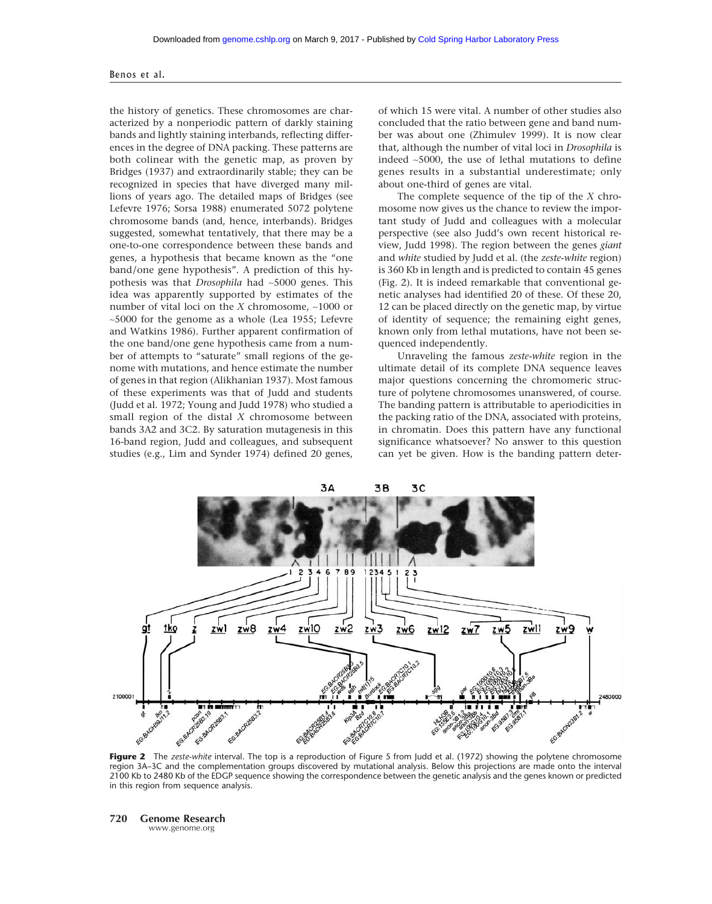the history of genetics. These chromosomes are characterized by a nonperiodic pattern of darkly staining bands and lightly staining interbands, reflecting differences in the degree of DNA packing. These patterns are both colinear with the genetic map, as proven by Bridges (1937) and extraordinarily stable; they can be recognized in species that have diverged many millions of years ago. The detailed maps of Bridges (see Lefevre 1976; Sorsa 1988) enumerated 5072 polytene chromosome bands (and, hence, interbands). Bridges suggested, somewhat tentatively, that there may be a one-to-one correspondence between these bands and genes, a hypothesis that became known as the "one band/one gene hypothesis". A prediction of this hypothesis was that *Drosophila* had ~5000 genes. This idea was apparently supported by estimates of the number of vital loci on the *X* chromosome, ~1000 or ~5000 for the genome as a whole (Lea 1955; Lefevre and Watkins 1986). Further apparent confirmation of the one band/one gene hypothesis came from a number of attempts to "saturate" small regions of the genome with mutations, and hence estimate the number of genes in that region (Alikhanian 1937). Most famous of these experiments was that of Judd and students (Judd et al. 1972; Young and Judd 1978) who studied a small region of the distal *X* chromosome between bands 3A2 and 3C2. By saturation mutagenesis in this 16-band region, Judd and colleagues, and subsequent studies (e.g., Lim and Synder 1974) defined 20 genes, of which 15 were vital. A number of other studies also concluded that the ratio between gene and band number was about one (Zhimulev 1999). It is now clear that, although the number of vital loci in *Drosophila* is indeed ~5000, the use of lethal mutations to define genes results in a substantial underestimate; only about one-third of genes are vital.

The complete sequence of the tip of the *X* chromosome now gives us the chance to review the important study of Judd and colleagues with a molecular perspective (see also Judd's own recent historical review, Judd 1998). The region between the genes *giant* and *white* studied by Judd et al. (the *zeste-white* region) is 360 Kb in length and is predicted to contain 45 genes (Fig. 2). It is indeed remarkable that conventional genetic analyses had identified 20 of these. Of these 20, 12 can be placed directly on the genetic map, by virtue of identity of sequence; the remaining eight genes, known only from lethal mutations, have not been sequenced independently.

Unraveling the famous *zeste-white* region in the ultimate detail of its complete DNA sequence leaves major questions concerning the chromomeric structure of polytene chromosomes unanswered, of course. The banding pattern is attributable to aperiodicities in the packing ratio of the DNA, associated with proteins, in chromatin. Does this pattern have any functional significance whatsoever? No answer to this question can yet be given. How is the banding pattern deter-

**Figure 2** The *zeste-white* interval. The top is a reproduction of Figure 5 from Judd et al. (1972) showing the polytene chromosome region 3A–3C and the complementation groups discovered by mutational analysis. Below this projections are made onto the interval 2100 Kb to 2480 Kb of the EDGP sequence showing the correspondence between the genetic analysis and the genes known or predicted in this region from sequence analysis.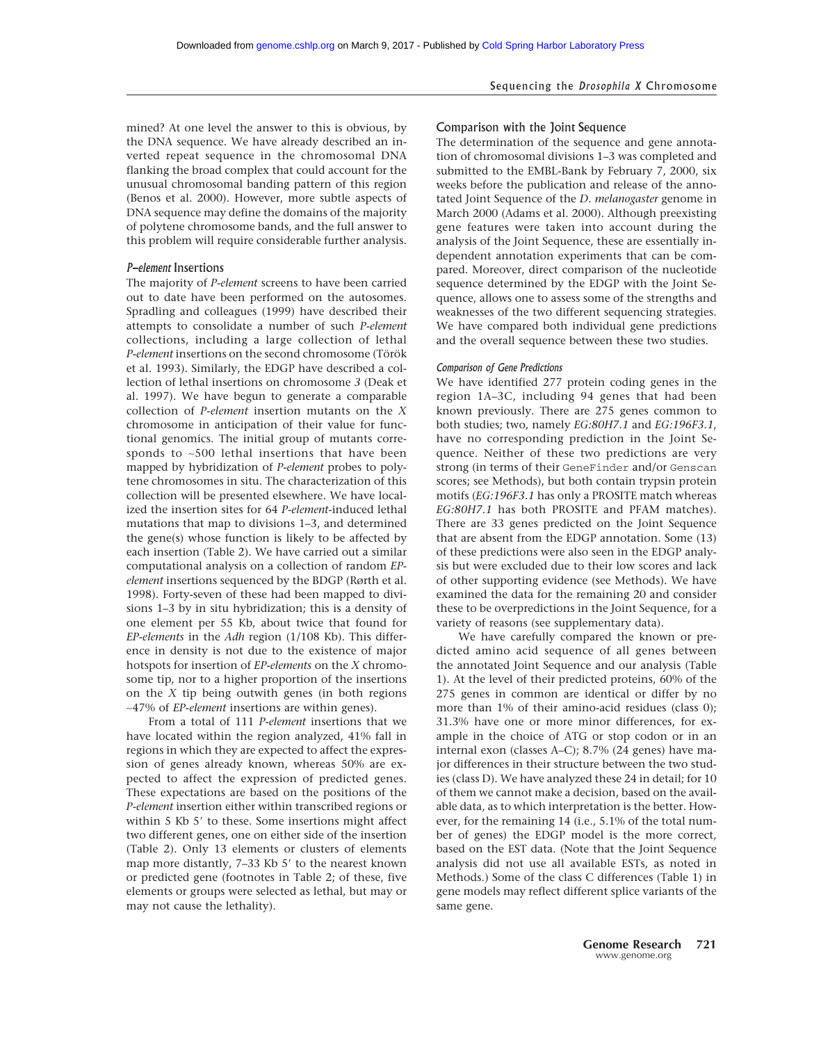mined? At one level the answer to this is obvious, by the DNA sequence. We have already described an inverted repeat sequence in the chromosomal DNA flanking the broad complex that could account for the unusual chromosomal banding pattern of this region (Benos et al. 2000). However, more subtle aspects of DNA sequence may define the domains of the majority of polytene chromosome bands, and the full answer to this problem will require considerable further analysis.

### *P-element* Insertions

The majority of *P-element* screens to have been carried out to date have been performed on the autosomes. Spradling and colleagues (1999) have described their attempts to consolidate a number of such *P-element* collections, including a large collection of lethal *P-element* insertions on the second chromosome (Török et al. 1993). Similarly, the EDGP have described a collection of lethal insertions on chromosome *3* (Deak et al. 1997). We have begun to generate a comparable collection of *P-element* insertion mutants on the *X* chromosome in anticipation of their value for functional genomics. The initial group of mutants corresponds to ~500 lethal insertions that have been mapped by hybridization of *P-element* probes to polytene chromosomes in situ. The characterization of this collection will be presented elsewhere. We have localized the insertion sites for 64 *P-element*-induced lethal mutations that map to divisions 1–3, and determined the gene(s) whose function is likely to be affected by each insertion (Table 2). We have carried out a similar computational analysis on a collection of random *EP-element* insertions sequenced by the BDGP (Rørth et al. 1998). Forty-seven of these had been mapped to divisions 1–3 by in situ hybridization; this is a density of one element per 55 Kb, about twice that found for *EP-elements* in the *Adh* region (1/108 Kb). This difference in density is not due to the existence of major hotspots for insertion of *EP-elements* on the *X* chromosome tip, nor to a higher proportion of the insertions on the *X* tip being outwith genes (in both regions ~47% of *EP-element* insertions are within genes).

From a total of 111 *P-element* insertions that we have located within the region analyzed, 41% fall in regions in which they are expected to affect the expression of genes already known, whereas 50% are expected to affect the expression of predicted genes. These expectations are based on the positions of the *P-element* insertion either within transcribed regions or within 5 Kb 5′ to these. Some insertions might affect two different genes, one on either side of the insertion (Table 2). Only 13 elements or clusters of elements map more distantly, 7–33 Kb 5′ to the nearest known or predicted gene (footnotes in Table 2; of these, five elements or groups were selected as lethal, but may or may not cause the lethality).

### Comparison with the Joint Sequence

The determination of the sequence and gene annotation of chromosomal divisions 1–3 was completed and submitted to the EMBL-Bank by February 7, 2000, six weeks before the publication and release of the annotated Joint Sequence of the *D. melanogaster* genome in March 2000 (Adams et al. 2000). Although preexisting gene features were taken into account during the analysis of the Joint Sequence, these are essentially independent annotation experiments that can be compared. Moreover, direct comparison of the nucleotide sequence determined by the EDGP with the Joint Sequence, allows one to assess some of the strengths and weaknesses of the two different sequencing strategies. We have compared both individual gene predictions and the overall sequence between these two studies.

#### *Comparison of Gene Predictions*

We have identified 277 protein coding genes in the region 1A–3C, including 94 genes that had been known previously. There are 275 genes common to both studies; two, namely *EG:80H7.1* and *EG:196F3.1*, have no corresponding prediction in the Joint Sequence. Neither of these two predictions are very strong (in terms of their `GeneFinder` and/or `Genscan` scores; see Methods), but both contain trypsin protein motifs (*EG:196F3.1* has only a PROSITE match whereas *EG:80H7.1* has both PROSITE and PFAM matches). There are 33 genes predicted on the Joint Sequence that are absent from the EDGP annotation. Some (13) of these predictions were also seen in the EDGP analysis but were excluded due to their low scores and lack of other supporting evidence (see Methods). We have examined the data for the remaining 20 and consider these to be overpredictions in the Joint Sequence, for a variety of reasons (see supplementary data).

We have carefully compared the known or predicted amino acid sequence of all genes between the annotated Joint Sequence and our analysis (Table 1). At the level of their predicted proteins, 60% of the 275 genes in common are identical or differ by no more than 1% of their amino-acid residues (class 0); 31.3% have one or more minor differences, for example in the choice of ATG or stop codon or in an internal exon (classes A–C); 8.7% (24 genes) have major differences in their structure between the two studies (class D). We have analyzed these 24 in detail; for 10 of them we cannot make a decision, based on the available data, as to which interpretation is the better. However, for the remaining 14 (i.e., 5.1% of the total number of genes) the EDGP model is the more correct, based on the EST data. (Note that the Joint Sequence analysis did not use all available ESTs, as noted in Methods.) Some of the class C differences (Table 1) in gene models may reflect different splice variants of the same gene.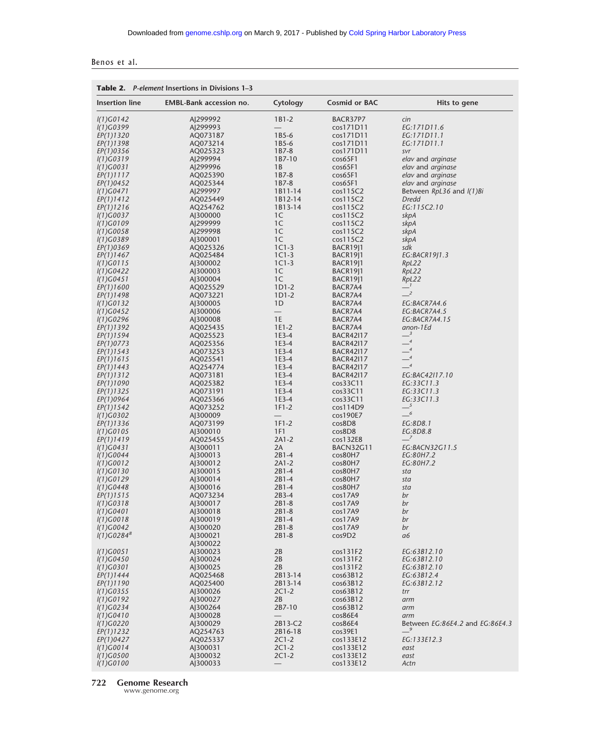**Table 2.** *P-element* Insertions in Divisions 1–3

| Insertion line | EMBL-Bank accession no. | Cytology | Cosmid or BAC | Hits to gene |
|---|---|---|---|---|
| *l(1)G0142* | AJ299992 | 1B1-2 | BACR37P7 | *cin* |
| *l(1)G0399* | AJ299993 | — | cos171D11 | *EG:171D11.6* |
| *EP(1)1320* | AQ073187 | 1B5-6 | cos171D11 | *EG:171D11.1* |
| *EP(1)1398* | AQ073214 | 1B5-6 | cos171D11 | *EG:171D11.1* |
| *EP(1)0356* | AQ025323 | 1B7-8 | cos171D11 | *svr* |
| *l(1)G0319* | AJ299994 | 1B7-10 | cos65F1 | *elav* and *arginase* |
| *l(1)G0031* | AJ299996 | 1B | cos65F1 | *elav* and *arginase* |
| *EP(1)1117* | AQ025390 | 1B7-8 | cos65F1 | *elav* and *arginase* |
| *EP(1)0452* | AQ025344 | 1B7-8 | cos65F1 | *elav* and *arginase* |
| *l(1)G0471* | AJ299997 | 1B11-14 | cos115C2 | Between *RpL36* and *l(1)Bi* |
| *EP(1)1412* | AQ025449 | 1B12-14 | cos115C2 | *Dredd* |
| *EP(1)1216* | AQ254762 | 1B13-14 | cos115C2 | *EG:115C2.10* |
| *l(1)G0037* | AJ300000 | 1C | cos115C2 | *skpA* |
| *l(1)G0109* | AJ299999 | 1C | cos115C2 | *skpA* |
| *l(1)G0058* | AJ299998 | 1C | cos115C2 | *skpA* |
| *l(1)G0389* | AJ300001 | 1C | cos115C2 | *skpA* |
| *EP(1)0369* | AQ025326 | 1C1-3 | BACR19J1 | *sdk* |
| *EP(1)1467* | AQ025484 | 1C1-3 | BACR19J1 | *EG:BACR19J1.3* |
| *l(1)G0115* | AJ300002 | 1C1-3 | BACR19J1 | *RpL22* |
| *l(1)G0422* | AJ300003 | 1C | BACR19J1 | *RpL22* |
| *l(1)G0451* | AJ300004 | 1C | BACR19J1 | *RpL22* |
| *EP(1)1600* | AQ025529 | 1D1-2 | BACR7A4 | —[1] |
| *EP(1)1498* | AQ073221 | 1D1-2 | BACR7A4 | —[2] |
| *l(1)G0132* | AJ300005 | 1D | BACR7A4 | *EG:BACR7A4.6* |
| *l(1)G0452* | AJ300006 | — | BACR7A4 | *EG:BACR7A4.5* |
| *l(1)G0296* | AJ300008 | 1E | BACR7A4 | *EG:BACR7A4.15* |
| *EP(1)1392* | AQ025435 | 1E1-2 | BACR7A4 | *anon-1Ed* |
| *EP(1)1594* | AQ025523 | 1E3-4 | BACR42I17 | —[3] |
| *EP(1)0773* | AQ025356 | 1E3-4 | BACR42I17 | —[4] |
| *EP(1)1543* | AQ073253 | 1E3-4 | BACR42I17 | —[4] |
| *EP(1)1615* | AQ025541 | 1E3-4 | BACR42I17 | —[4] |
| *EP(1)1443* | AQ254774 | 1E3-4 | BACR42I17 | —[4] |
| *EP(1)1312* | AQ073181 | 1E3-4 | BACR42I17 | *EG:BAC42I17.10* |
| *EP(1)1090* | AQ025382 | 1E3-4 | cos33C11 | *EG:33C11.3* |
| *EP(1)1325* | AQ073191 | 1E3-4 | cos33C11 | *EG:33C11.3* |
| *EP(1)0964* | AQ025366 | 1E3-4 | cos33C11 | *EG:33C11.3* |
| *EP(1)1542* | AQ073252 | 1F1-2 | cos114D9 | —[5] |
| *l(1)G0302* | AJ300009 | — | cos190E7 | —[6] |
| *EP(1)1336* | AQ073199 | 1F1-2 | cos8D8 | *EG:8D8.1* |
| *l(1)G0105* | AJ300010 | 1F1 | cos8D8 | *EG:8D8.8* |
| *EP(1)1419* | AQ025455 | 2A1-2 | cos132E8 | —[7] |
| *l(1)G0431* | AJ300011 | 2A | BACN32G11 | *EG:BACN32G11.5* |
| *l(1)G0044* | AJ300013 | 2B1-4 | cos80H7 | *EG:80H7.2* |
| *l(1)G0012* | AJ300012 | 2A1-2 | cos80H7 | *EG:80H7.2* |
| *l(1)G0130* | AJ300015 | 2B1-4 | cos80H7 | *sta* |
| *l(1)G0129* | AJ300014 | 2B1-4 | cos80H7 | *sta* |
| *l(1)G0448* | AJ300016 | 2B1-4 | cos80H7 | *sta* |
| *EP(1)1515* | AQ073234 | 2B3-4 | cos17A9 | *br* |
| *l(1)G0318* | AJ300017 | 2B1-8 | cos17A9 | *br* |
| *l(1)G0401* | AJ300018 | 2B1-8 | cos17A9 | *br* |
| *l(1)G0018* | AJ300019 | 2B1-4 | cos17A9 | *br* |
| *l(1)G0042* | AJ300020 | 2B1-8 | cos17A9 | *br* |
| *l(1)G0284*[8] | AJ300021 AJ300022 | 2B1-8 | cos9D2 | *a6* |
| *l(1)G0051* | AJ300023 | 2B | cos131F2 | *EG:63B12.10* |
| *l(1)G0450* | AJ300024 | 2B | cos131F2 | *EG:63B12.10* |
| *l(1)G0301* | AJ300025 | 2B | cos131F2 | *EG:63B12.10* |
| *EP(1)1444* | AQ025468 | 2B13-14 | cos63B12 | *EG:63B12.4* |
| *EP(1)1190* | AQ025400 | 2B13-14 | cos63B12 | *EG:63B12.12* |
| *l(1)G0355* | AJ300026 | 2C1-2 | cos63B12 | *trr* |
| *l(1)G0192* | AJ300027 | 2B | cos63B12 | *arm* |
| *l(1)G0234* | AJ300264 | 2B7-10 | cos63B12 | *arm* |
| *l(1)G0410* | AJ300028 | — | cos86E4 | *arm* |
| *l(1)G0220* | AJ300029 | 2B13-C2 | cos86E4 | Between *EG:86E4.2* and *EG:86E4.3* |
| *EP(1)1232* | AQ254763 | 2B16-18 | cos39E1 | —[9] |
| *EP(1)0427* | AQ025337 | 2C1-2 | cos133E12 | *EG:133E12.3* |
| *l(1)G0014* | AJ300031 | 2C1-2 | cos133E12 | *east* |
| *l(1)G0500* | AJ300032 | 2C1-2 | cos133E12 | *east* |
| *l(1)G0100* | AJ300033 | — | cos133E12 | *Actn* |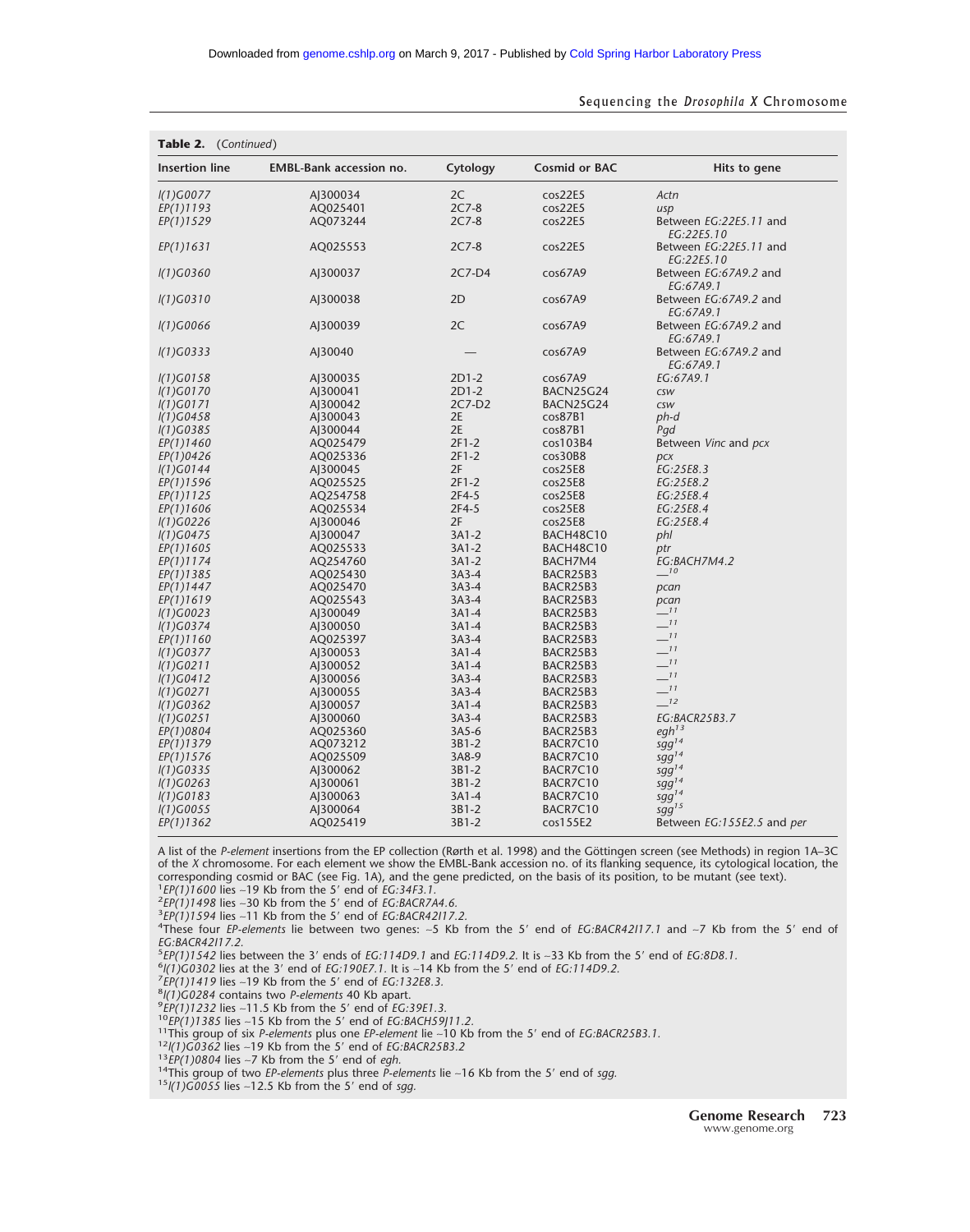**Table 2.** (Continued)

| Insertion line | EMBL-Bank accession no. | Cytology | Cosmid or BAC | Hits to gene |
|---|---|---|---|---|
| *l(1)G0077* | AJ300034 | 2C | cos22E5 | *Actn* |
| *EP(1)1193* | AQ025401 | 2C7-8 | cos22E5 | *usp* |
| *EP(1)1529* | AQ073244 | 2C7-8 | cos22E5 | Between *EG:22E5.11* and *EG:22E5.10* |
| *EP(1)1631* | AQ025553 | 2C7-8 | cos22E5 | Between *EG:22E5.11* and *EG:22E5.10* |
| *l(1)G0360* | AJ300037 | 2C7-D4 | cos67A9 | Between *EG:67A9.2* and *EG:67A9.1* |
| *l(1)G0310* | AJ300038 | 2D | cos67A9 | Between *EG:67A9.2* and *EG:67A9.1* |
| *l(1)G0066* | AJ300039 | 2C | cos67A9 | Between *EG:67A9.2* and *EG:67A9.1* |
| *l(1)G0333* | AJ30040 | — | cos67A9 | Between *EG:67A9.2* and *EG:67A9.1* |
| *l(1)G0158* | AJ300035 | 2D1-2 | cos67A9 | *EG:67A9.1* |
| *l(1)G0170* | AJ300041 | 2D1-2 | BACN25G24 | *csw* |
| *l(1)G0171* | AJ300042 | 2C7-D2 | BACN25G24 | *csw* |
| *l(1)G0458* | AJ300043 | 2E | cos87B1 | *ph-d* |
| *l(1)G0385* | AJ300044 | 2E | cos87B1 | *Pgd* |
| *EP(1)1460* | AQ025479 | 2F1-2 | cos103B4 | Between *Vinc* and *pcx* |
| *EP(1)0426* | AQ025336 | 2F1-2 | cos30B8 | *pcx* |
| *l(1)G0144* | AJ300045 | 2F | cos25E8 | *EG:25E8.3* |
| *EP(1)1596* | AQ025525 | 2F1-2 | cos25E8 | *EG:25E8.2* |
| *EP(1)1125* | AQ254758 | 2F4-5 | cos25E8 | *EG:25E8.4* |
| *EP(1)1606* | AQ025534 | 2F4-5 | cos25E8 | *EG:25E8.4* |
| *l(1)G0226* | AJ300046 | 2F | cos25E8 | *EG:25E8.4* |
| *l(1)G0475* | AJ300047 | 3A1-2 | BACH48C10 | *phl* |
| *EP(1)1605* | AQ025533 | 3A1-2 | BACH48C10 | *ptr* |
| *EP(1)1174* | AQ254760 | 3A1-2 | BACH7M4 | *EG:BACH7M4.2* |
| *EP(1)1385* | AQ025430 | 3A3-4 | BACR25B3 | —[10] |
| *EP(1)1447* | AQ025470 | 3A3-4 | BACR25B3 | *pcan* |
| *EP(1)1619* | AQ025543 | 3A3-4 | BACR25B3 | *pcan* |
| *l(1)G0023* | AJ300049 | 3A1-4 | BACR25B3 | —[11] |
| *l(1)G0374* | AJ300050 | 3A1-4 | BACR25B3 | —[11] |
| *EP(1)1160* | AQ025397 | 3A3-4 | BACR25B3 | —[11] |
| *l(1)G0377* | AJ300053 | 3A1-4 | BACR25B3 | —[11] |
| *l(1)G0211* | AJ300052 | 3A1-4 | BACR25B3 | —[11] |
| *l(1)G0412* | AJ300056 | 3A3-4 | BACR25B3 | —[11] |
| *l(1)G0271* | AJ300055 | 3A3-4 | BACR25B3 | —[11] |
| *l(1)G0362* | AJ300057 | 3A1-4 | BACR25B3 | —[12] |
| *l(1)G0251* | AJ300060 | 3A3-4 | BACR25B3 | *EG:BACR25B3.7* |
| *EP(1)0804* | AQ025360 | 3A5-6 | BACR25B3 | *egh*[13] |
| *EP(1)1379* | AQ073212 | 3B1-2 | BACR7C10 | *sgg*[14] |
| *EP(1)1576* | AQ025509 | 3A8-9 | BACR7C10 | *sgg*[14] |
| *l(1)G0335* | AJ300062 | 3B1-2 | BACR7C10 | *sgg*[14] |
| *l(1)G0263* | AJ300061 | 3B1-2 | BACR7C10 | *sgg*[14] |
| *l(1)G0183* | AJ300063 | 3A1-4 | BACR7C10 | *sgg*[14] |
| *l(1)G0055* | AJ300064 | 3B1-2 | BACR7C10 | *sgg*[15] |
| *EP(1)1362* | AQ025419 | 3B1-2 | cos155E2 | Between *EG:155E2.5* and *per* |

A list of the *P-element* insertions from the EP collection (Rørth et al. 1998) and the Göttingen screen (see Methods) in region 1A–3C of the *X* chromosome. For each element we show the EMBL-Bank accession no. of its flanking sequence, its cytological location, the corresponding cosmid or BAC (see Fig. 1A), and the gene predicted, on the basis of its position, to be mutant (see text).

[1]*EP(1)1600* lies ~19 Kb from the 5′ end of *EG:34F3.1*.
[2]*EP(1)1498* lies ~30 Kb from the 5′ end of *EG:BACR7A4.6*.
[3]*EP(1)1594* lies ~11 Kb from the 5′ end of *EG:BACR42I17.2*.
[4]These four *EP-elements* lie between two genes: ~5 Kb from the 5′ end of *EG:BACR42I17.1* and ~7 Kb from the 5′ end of *EG:BACR42I17.2*.
[5]*EP(1)1542* lies between the 3′ ends of *EG:114D9.1* and *EG:114D9.2*. It is ~33 Kb from the 5′ end of *EG:8D8.1*.
[6]*l(1)G0302* lies at the 3′ end of *EG:190E7.1*. It is ~14 Kb from the 5′ end of *EG:114D9.2*.
[7]*EP(1)1419* lies ~19 Kb from the 5′ end of *EG:132E8.3*.
[8]*l(1)G0284* contains two *P-elements* 40 Kb apart.
[9]*EP(1)1232* lies ~11.5 Kb from the 5′ end of *EG:39E1.3*.
[10]*EP(1)1385* lies ~15 Kb from the 5′ end of *EG:BACH59J11.2*.
[11]This group of six *P-elements* plus one *EP-element* lie ~10 Kb from the 5′ end of *EG:BACR25B3.1*.
[12]*l(1)G0362* lies ~19 Kb from the 5′ end of *EG:BACR25B3.2*
[13]*EP(1)0804* lies ~7 Kb from the 5′ end of *egh*.
[14]This group of two *EP-elements* plus three *P-elements* lie ~16 Kb from the 5′ end of *sgg*.
[15]*l(1)G0055* lies ~12.5 Kb from the 5′ end of *sgg*.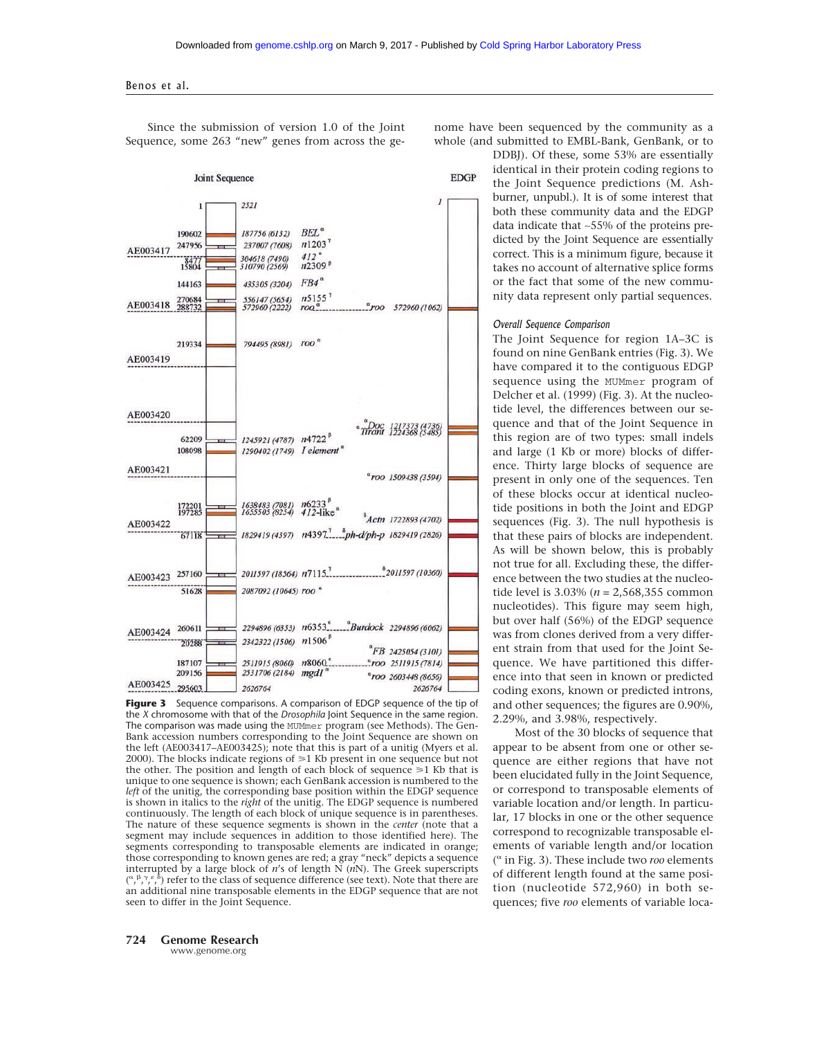Since the submission of version 1.0 of the Joint Sequence, some 263 "new" genes from across the genome have been sequenced by the community as a whole (and submitted to EMBL-Bank, GenBank, or to DDBJ). Of these, some 53% are essentially identical in their protein coding regions to the Joint Sequence predictions (M. Ashburner, unpubl.). It is of some interest that both these community data and the EDGP data indicate that ~55% of the proteins predicted by the Joint Sequence are essentially correct. This is a minimum figure, because it takes no account of alternative splice forms or the fact that some of the new community data represent only partial sequences.

**Figure 3** Sequence comparisons. A comparison of EDGP sequence of the tip of the *X* chromosome with that of the *Drosophila* Joint Sequence in the same region. The comparison was made using the MUMmer program (see Methods). The GenBank accession numbers corresponding to the Joint Sequence are shown on the left (AE003417–AE003425); note that this is part of a unitig (Myers et al. 2000). The blocks indicate regions of ≥1 Kb present in one sequence but not the other. The position and length of each block of sequence ≥1 Kb that is unique to one sequence is shown; each GenBank accession is numbered to the *left* of the unitig, the corresponding base position within the EDGP sequence is shown in italics to the *right* of the unitig. The EDGP sequence is numbered continuously. The length of each block of unique sequence is in parentheses. The nature of these sequence segments is shown in the *center* (note that a segment may include sequences in addition to those identified here). The segments corresponding to transposable elements are indicated in orange; those corresponding to known genes are red; a gray "neck" depicts a sequence interrupted by a large block of *n*'s of length N (*n*N). The Greek superscripts ($^{\alpha,\beta,\gamma,\varepsilon,\delta}$) refer to the class of sequence difference (see text). Note that there are an additional nine transposable elements in the EDGP sequence that are not seen to differ in the Joint Sequence.

### Overall Sequence Comparison

The Joint Sequence for region 1A–3C is found on nine GenBank entries (Fig. 3). We have compared it to the contiguous EDGP sequence using the MUMmer program of Delcher et al. (1999) (Fig. 3). At the nucleotide level, the differences between our sequence and that of the Joint Sequence in this region are of two types: small indels and large (1 Kb or more) blocks of difference. Thirty large blocks of sequence are present in only one of the sequences. Ten of these blocks occur at identical nucleotide positions in both the Joint and EDGP sequences (Fig. 3). The null hypothesis is that these pairs of blocks are independent. As will be shown below, this is probably not true for all. Excluding these, the difference between the two studies at the nucleotide level is 3.03% (*n* = 2,568,355 common nucleotides). This figure may seem high, but over half (56%) of the EDGP sequence was from clones derived from a very different strain from that used for the Joint Sequence. We have partitioned this difference into that seen in known or predicted coding exons, known or predicted introns, and other sequences; the figures are 0.90%, 2.29%, and 3.98%, respectively.

Most of the 30 blocks of sequence that appear to be absent from one or other sequence are either regions that have not been elucidated fully in the Joint Sequence, or correspond to transposable elements of variable location and/or length. In particular, 17 blocks in one or the other sequence correspond to recognizable transposable elements of variable length and/or location ($^{\alpha}$ in Fig. 3). These include two *roo* elements of different length found at the same position (nucleotide 572,960) in both sequences; five *roo* elements of variable loca-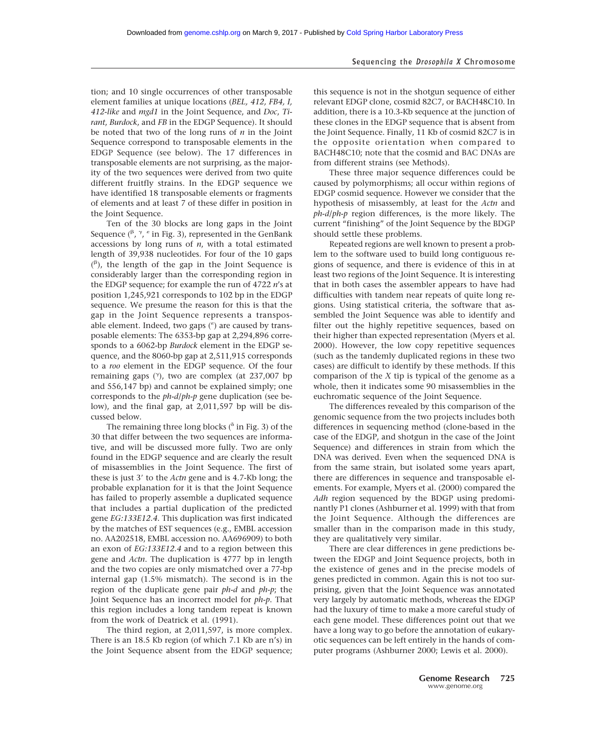tion; and 10 single occurrences of other transposable element families at unique locations (*BEL, 412, FB4, I, 412-like* and *mgd1* in the Joint Sequence, and *Doc*, *Tirant*, *Burdock*, and *FB* in the EDGP Sequence). It should be noted that two of the long runs of *n* in the Joint Sequence correspond to transposable elements in the EDGP Sequence (see below). The 17 differences in transposable elements are not surprising, as the majority of the two sequences were derived from two quite different fruitfly strains. In the EDGP sequence we have identified 18 transposable elements or fragments of elements and at least 7 of these differ in position in the Joint Sequence.

Ten of the 30 blocks are long gaps in the Joint Sequence ($^{\beta}$, $^{\gamma}$, $^{\varepsilon}$ in Fig. 3), represented in the GenBank accessions by long runs of *n*, with a total estimated length of 39,938 nucleotides. For four of the 10 gaps ($^{\beta}$), the length of the gap in the Joint Sequence is considerably larger than the corresponding region in the EDGP sequence; for example the run of 4722 *n*'s at position 1,245,921 corresponds to 102 bp in the EDGP sequence. We presume the reason for this is that the gap in the Joint Sequence represents a transposable element. Indeed, two gaps ($^{\varepsilon}$) are caused by transposable elements: The 6353-bp gap at 2,294,896 corresponds to a 6062-bp *Burdock* element in the EDGP sequence, and the 8060-bp gap at 2,511,915 corresponds to a *roo* element in the EDGP sequence. Of the four remaining gaps ($^{\gamma}$), two are complex (at 237,007 bp and 556,147 bp) and cannot be explained simply; one corresponds to the *ph-d*/*ph-p* gene duplication (see below), and the final gap, at 2,011,597 bp will be discussed below.

The remaining three long blocks ($^{\delta}$ in Fig. 3) of the 30 that differ between the two sequences are informative, and will be discussed more fully. Two are only found in the EDGP sequence and are clearly the result of misassemblies in the Joint Sequence. The first of these is just 3′ to the *Actn* gene and is 4.7-Kb long; the probable explanation for it is that the Joint Sequence has failed to properly assemble a duplicated sequence that includes a partial duplication of the predicted gene *EG:133E12.4*. This duplication was first indicated by the matches of EST sequences (e.g., EMBL accession no. AA202518, EMBL accession no. AA696909) to both an exon of *EG:133E12.4* and to a region between this gene and *Actn*. The duplication is 4777 bp in length and the two copies are only mismatched over a 77-bp internal gap (1.5% mismatch). The second is in the region of the duplicate gene pair *ph-d* and *ph-p*; the Joint Sequence has an incorrect model for *ph-p*. That this region includes a long tandem repeat is known from the work of Deatrick et al. (1991).

The third region, at 2,011,597, is more complex. There is an 18.5 Kb region (of which 7.1 Kb are n's) in the Joint Sequence absent from the EDGP sequence; this sequence is not in the shotgun sequence of either relevant EDGP clone, cosmid 82C7, or BACH48C10. In addition, there is a 10.3-Kb sequence at the junction of these clones in the EDGP sequence that is absent from the Joint Sequence. Finally, 11 Kb of cosmid 82C7 is in the opposite orientation when compared to BACH48C10; note that the cosmid and BAC DNAs are from different strains (see Methods).

These three major sequence differences could be caused by polymorphisms; all occur within regions of EDGP cosmid sequence. However we consider that the hypothesis of misassembly, at least for the *Actn* and *ph-d*/*ph-p* region differences, is the more likely. The current "finishing" of the Joint Sequence by the BDGP should settle these problems.

Repeated regions are well known to present a problem to the software used to build long contiguous regions of sequence, and there is evidence of this in at least two regions of the Joint Sequence. It is interesting that in both cases the assembler appears to have had difficulties with tandem near repeats of quite long regions. Using statistical criteria, the software that assembled the Joint Sequence was able to identify and filter out the highly repetitive sequences, based on their higher than expected representation (Myers et al. 2000). However, the low copy repetitive sequences (such as the tandemly duplicated regions in these two cases) are difficult to identify by these methods. If this comparison of the *X* tip is typical of the genome as a whole, then it indicates some 90 misassemblies in the euchromatic sequence of the Joint Sequence.

The differences revealed by this comparison of the genomic sequence from the two projects includes both differences in sequencing method (clone-based in the case of the EDGP, and shotgun in the case of the Joint Sequence) and differences in strain from which the DNA was derived. Even when the sequenced DNA is from the same strain, but isolated some years apart, there are differences in sequence and transposable elements. For example, Myers et al. (2000) compared the *Adh* region sequenced by the BDGP using predominantly P1 clones (Ashburner et al. 1999) with that from the Joint Sequence. Although the differences are smaller than in the comparison made in this study, they are qualitatively very similar.

There are clear differences in gene predictions between the EDGP and Joint Sequence projects, both in the existence of genes and in the precise models of genes predicted in common. Again this is not too surprising, given that the Joint Sequence was annotated very largely by automatic methods, whereas the EDGP had the luxury of time to make a more careful study of each gene model. These differences point out that we have a long way to go before the annotation of eukaryotic sequences can be left entirely in the hands of computer programs (Ashburner 2000; Lewis et al. 2000).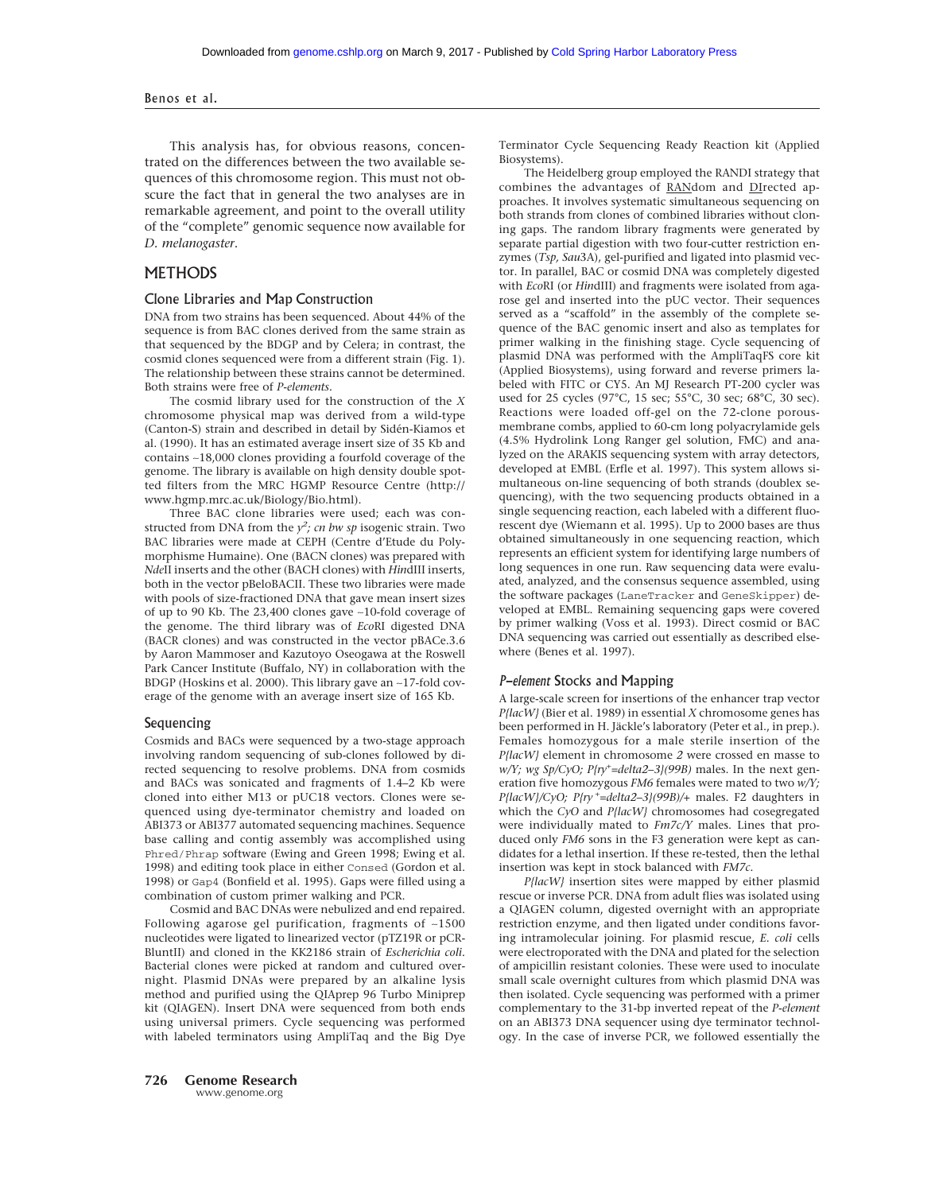This analysis has, for obvious reasons, concentrated on the differences between the two available sequences of this chromosome region. This must not obscure the fact that in general the two analyses are in remarkable agreement, and point to the overall utility of the "complete" genomic sequence now available for *D. melanogaster*.

## METHODS

### Clone Libraries and Map Construction

DNA from two strains has been sequenced. About 44% of the sequence is from BAC clones derived from the same strain as that sequenced by the BDGP and by Celera; in contrast, the cosmid clones sequenced were from a different strain (Fig. 1). The relationship between these strains cannot be determined. Both strains were free of *P-elements*.

The cosmid library used for the construction of the *X* chromosome physical map was derived from a wild-type (Canton-S) strain and described in detail by Sidén-Kiamos et al. (1990). It has an estimated average insert size of 35 Kb and contains ~18,000 clones providing a fourfold coverage of the genome. The library is available on high density double spotted filters from the MRC HGMP Resource Centre (http://www.hgmp.mrc.ac.uk/Biology/Bio.html).

Three BAC clone libraries were used; each was constructed from DNA from the $y^2$; *cn bw sp* isogenic strain. Two BAC libraries were made at CEPH (Centre d'Etude du Polymorphisme Humaine). One (BACN clones) was prepared with *Nde*II inserts and the other (BACH clones) with *Hin*dIII inserts, both in the vector pBeloBACII. These two libraries were made with pools of size-fractioned DNA that gave mean insert sizes of up to 90 Kb. The 23,400 clones gave ~10-fold coverage of the genome. The third library was of *Eco*RI digested DNA (BACR clones) and was constructed in the vector pBACe.3.6 by Aaron Mammoser and Kazutoyo Oseogawa at the Roswell Park Cancer Institute (Buffalo, NY) in collaboration with the BDGP (Hoskins et al. 2000). This library gave an ~17-fold coverage of the genome with an average insert size of 165 Kb.

### Sequencing

Cosmids and BACs were sequenced by a two-stage approach involving random sequencing of sub-clones followed by directed sequencing to resolve problems. DNA from cosmids and BACs was sonicated and fragments of 1.4–2 Kb were cloned into either M13 or pUC18 vectors. Clones were sequenced using dye-terminator chemistry and loaded on ABI373 or ABI377 automated sequencing machines. Sequence base calling and contig assembly was accomplished using `Phred/Phrap` software (Ewing and Green 1998; Ewing et al. 1998) and editing took place in either `Consed` (Gordon et al. 1998) or `Gap4` (Bonfield et al. 1995). Gaps were filled using a combination of custom primer walking and PCR.

Cosmid and BAC DNAs were nebulized and end repaired. Following agarose gel purification, fragments of ~1500 nucleotides were ligated to linearized vector (pTZ19R or pCR-BluntII) and cloned in the KK2186 strain of *Escherichia coli*. Bacterial clones were picked at random and cultured overnight. Plasmid DNAs were prepared by an alkaline lysis method and purified using the QIAprep 96 Turbo Miniprep kit (QIAGEN). Insert DNA were sequenced from both ends using universal primers. Cycle sequencing was performed with labeled terminators using AmpliTaq and the Big Dye Terminator Cycle Sequencing Ready Reaction kit (Applied Biosystems).

The Heidelberg group employed the RANDI strategy that combines the advantages of RANdom and DIrected approaches. It involves systematic simultaneous sequencing on both strands from clones of combined libraries without cloning gaps. The random library fragments were generated by separate partial digestion with two four-cutter restriction enzymes (*Tsp, Sau*3A), gel-purified and ligated into plasmid vector. In parallel, BAC or cosmid DNA was completely digested with *Eco*RI (or *Hin*dIII) and fragments were isolated from agarose gel and inserted into the pUC vector. Their sequences served as a "scaffold" in the assembly of the complete sequence of the BAC genomic insert and also as templates for primer walking in the finishing stage. Cycle sequencing of plasmid DNA was performed with the AmpliTaqFS core kit (Applied Biosystems), using forward and reverse primers labeled with FITC or CY5. An MJ Research PT-200 cycler was used for 25 cycles (97°C, 15 sec; 55°C, 30 sec; 68°C, 30 sec). Reactions were loaded off-gel on the 72-clone porous-membrane combs, applied to 60-cm long polyacrylamide gels (4.5% Hydrolink Long Ranger gel solution, FMC) and analyzed on the ARAKIS sequencing system with array detectors, developed at EMBL (Erfle et al. 1997). This system allows simultaneous on-line sequencing of both strands (doublex sequencing), with the two sequencing products obtained in a single sequencing reaction, each labeled with a different fluorescent dye (Wiemann et al. 1995). Up to 2000 bases are thus obtained simultaneously in one sequencing reaction, which represents an efficient system for identifying large numbers of long sequences in one run. Raw sequencing data were evaluated, analyzed, and the consensus sequence assembled, using the software packages (`LaneTracker` and `GeneSkipper`) developed at EMBL. Remaining sequencing gaps were covered by primer walking (Voss et al. 1993). Direct cosmid or BAC DNA sequencing was carried out essentially as described elsewhere (Benes et al. 1997).

### *P–element* Stocks and Mapping

A large-scale screen for insertions of the enhancer trap vector *P{lacW}* (Bier et al. 1989) in essential *X* chromosome genes has been performed in H. Jäckle's laboratory (Peter et al., in prep.). Females homozygous for a male sterile insertion of the *P{lacW}* element in chromosome *2* were crossed en masse to *w/Y; wg Sp/CyO; P{ry⁺=delta2–3}(99B)* males. In the next generation five homozygous *FM6* females were mated to two *w/Y; P{lacW}/CyO; P{ry⁺=delta2–3}(99B)/+* males. F2 daughters in which the *CyO* and *P{lacW}* chromosomes had cosegregated were individually mated to *Fm7c/Y* males. Lines that produced only *FM6* sons in the F3 generation were kept as candidates for a lethal insertion. If these re-tested, then the lethal insertion was kept in stock balanced with *FM7c*.

*P{lacW}* insertion sites were mapped by either plasmid rescue or inverse PCR. DNA from adult flies was isolated using a QIAGEN column, digested overnight with an appropriate restriction enzyme, and then ligated under conditions favoring intramolecular joining. For plasmid rescue, *E. coli* cells were electroporated with the DNA and plated for the selection of ampicillin resistant colonies. These were used to inoculate small scale overnight cultures from which plasmid DNA was then isolated. Cycle sequencing was performed with a primer complementary to the 31-bp inverted repeat of the *P-element* on an ABI373 DNA sequencer using dye terminator technology. In the case of inverse PCR, we followed essentially the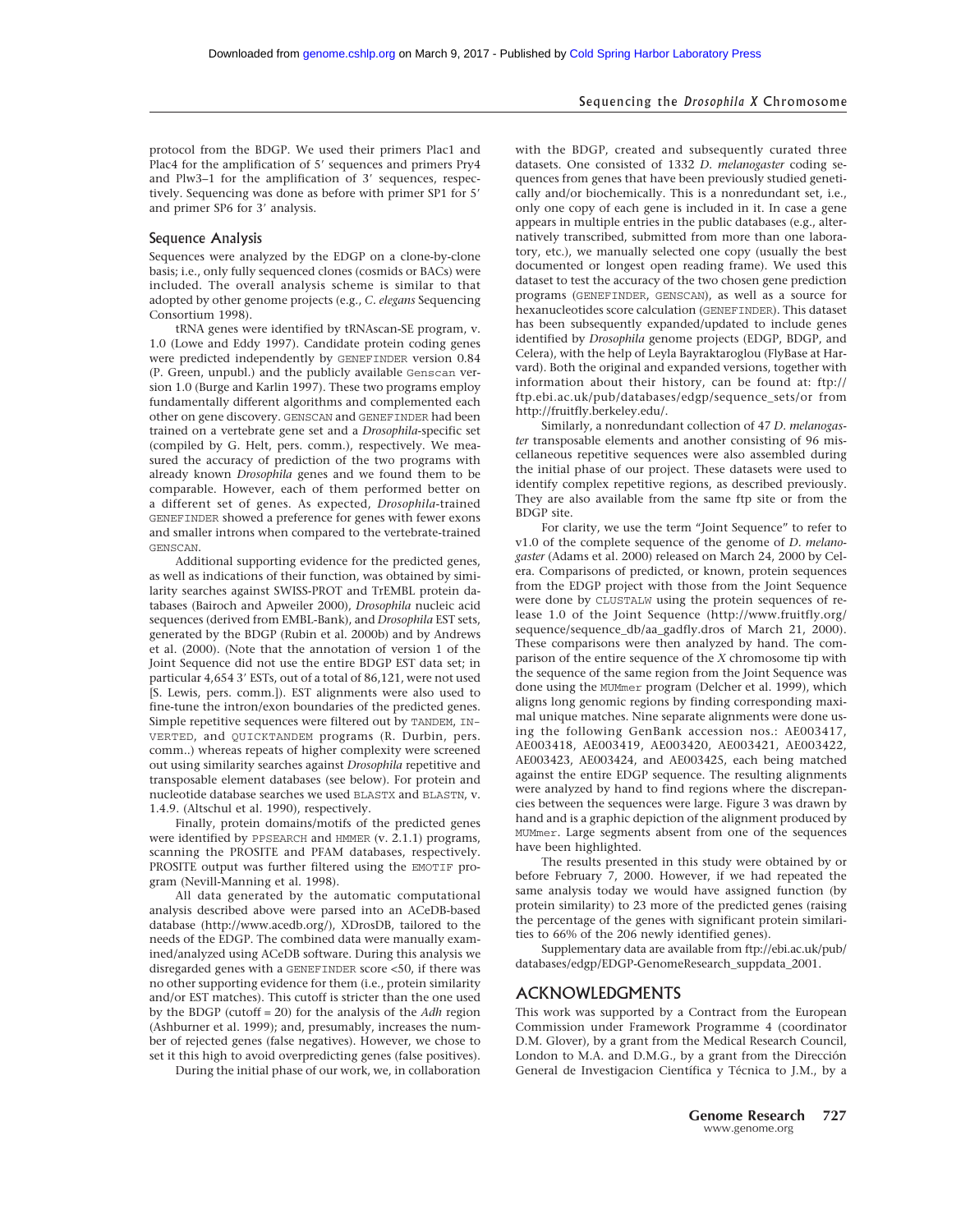protocol from the BDGP. We used their primers Plac1 and Plac4 for the amplification of 5′ sequences and primers Pry4 and Plw3–1 for the amplification of 3′ sequences, respectively. Sequencing was done as before with primer SP1 for 5′ and primer SP6 for 3′ analysis.

### Sequence Analysis

Sequences were analyzed by the EDGP on a clone-by-clone basis; i.e., only fully sequenced clones (cosmids or BACs) were included. The overall analysis scheme is similar to that adopted by other genome projects (e.g., *C. elegans* Sequencing Consortium 1998).

tRNA genes were identified by tRNAscan-SE program, v. 1.0 (Lowe and Eddy 1997). Candidate protein coding genes were predicted independently by GENEFINDER version 0.84 (P. Green, unpubl.) and the publicly available Genscan version 1.0 (Burge and Karlin 1997). These two programs employ fundamentally different algorithms and complemented each other on gene discovery. GENSCAN and GENEFINDER had been trained on a vertebrate gene set and a *Drosophila*-specific set (compiled by G. Helt, pers. comm.), respectively. We measured the accuracy of prediction of the two programs with already known *Drosophila* genes and we found them to be comparable. However, each of them performed better on a different set of genes. As expected, *Drosophila*-trained GENEFINDER showed a preference for genes with fewer exons and smaller introns when compared to the vertebrate-trained GENSCAN.

Additional supporting evidence for the predicted genes, as well as indications of their function, was obtained by similarity searches against SWISS-PROT and TrEMBL protein databases (Bairoch and Apweiler 2000), *Drosophila* nucleic acid sequences (derived from EMBL-Bank), and *Drosophila* EST sets, generated by the BDGP (Rubin et al. 2000b) and by Andrews et al. (2000). (Note that the annotation of version 1 of the Joint Sequence did not use the entire BDGP EST data set; in particular 4,654 3′ ESTs, out of a total of 86,121, were not used [S. Lewis, pers. comm.]). EST alignments were also used to fine-tune the intron/exon boundaries of the predicted genes. Simple repetitive sequences were filtered out by TANDEM, INVERTED, and QUICKTANDEM programs (R. Durbin, pers. comm..) whereas repeats of higher complexity were screened out using similarity searches against *Drosophila* repetitive and transposable element databases (see below). For protein and nucleotide database searches we used BLASTX and BLASTN, v. 1.4.9. (Altschul et al. 1990), respectively.

Finally, protein domains/motifs of the predicted genes were identified by PPSEARCH and HMMER (v. 2.1.1) programs, scanning the PROSITE and PFAM databases, respectively. PROSITE output was further filtered using the EMOTIF program (Nevill-Manning et al. 1998).

All data generated by the automatic computational analysis described above were parsed into an ACeDB-based database (http://www.acedb.org/), XDrosDB, tailored to the needs of the EDGP. The combined data were manually examined/analyzed using ACeDB software. During this analysis we disregarded genes with a GENEFINDER score <50, if there was no other supporting evidence for them (i.e., protein similarity and/or EST matches). This cutoff is stricter than the one used by the BDGP (cutoff = 20) for the analysis of the *Adh* region (Ashburner et al. 1999); and, presumably, increases the number of rejected genes (false negatives). However, we chose to set it this high to avoid overpredicting genes (false positives).

During the initial phase of our work, we, in collaboration with the BDGP, created and subsequently curated three datasets. One consisted of 1332 *D. melanogaster* coding sequences from genes that have been previously studied genetically and/or biochemically. This is a nonredundant set, i.e., only one copy of each gene is included in it. In case a gene appears in multiple entries in the public databases (e.g., alternatively transcribed, submitted from more than one laboratory, etc.), we manually selected one copy (usually the best documented or longest open reading frame). We used this dataset to test the accuracy of the two chosen gene prediction programs (GENEFINDER, GENSCAN), as well as a source for hexanucleotides score calculation (GENEFINDER). This dataset has been subsequently expanded/updated to include genes identified by *Drosophila* genome projects (EDGP, BDGP, and Celera), with the help of Leyla Bayraktaroglou (FlyBase at Harvard). Both the original and expanded versions, together with information about their history, can be found at: ftp://ftp.ebi.ac.uk/pub/databases/edgp/sequence_sets/or from http://fruitfly.berkeley.edu/.

Similarly, a nonredundant collection of 47 *D. melanogaster* transposable elements and another consisting of 96 miscellaneous repetitive sequences were also assembled during the initial phase of our project. These datasets were used to identify complex repetitive regions, as described previously. They are also available from the same ftp site or from the BDGP site.

For clarity, we use the term "Joint Sequence" to refer to v1.0 of the complete sequence of the genome of *D. melanogaster* (Adams et al. 2000) released on March 24, 2000 by Celera. Comparisons of predicted, or known, protein sequences from the EDGP project with those from the Joint Sequence were done by CLUSTALW using the protein sequences of release 1.0 of the Joint Sequence (http://www.fruitfly.org/sequence/sequence_db/aa_gadfly.dros of March 21, 2000). These comparisons were then analyzed by hand. The comparison of the entire sequence of the *X* chromosome tip with the sequence of the same region from the Joint Sequence was done using the MUMmer program (Delcher et al. 1999), which aligns long genomic regions by finding corresponding maximal unique matches. Nine separate alignments were done using the following GenBank accession nos.: AE003417, AE003418, AE003419, AE003420, AE003421, AE003422, AE003423, AE003424, and AE003425, each being matched against the entire EDGP sequence. The resulting alignments were analyzed by hand to find regions where the discrepancies between the sequences were large. Figure 3 was drawn by hand and is a graphic depiction of the alignment produced by MUMmer. Large segments absent from one of the sequences have been highlighted.

The results presented in this study were obtained by or before February 7, 2000. However, if we had repeated the same analysis today we would have assigned function (by protein similarity) to 23 more of the predicted genes (raising the percentage of the genes with significant protein similarities to 66% of the 206 newly identified genes).

Supplementary data are available from ftp://ebi.ac.uk/pub/databases/edgp/EDGP-GenomeResearch_suppdata_2001.

## ACKNOWLEDGMENTS

This work was supported by a Contract from the European Commission under Framework Programme 4 (coordinator D.M. Glover), by a grant from the Medical Research Council, London to M.A. and D.M.G., by a grant from the Dirección General de Investigacion Científica y Técnica to J.M., by a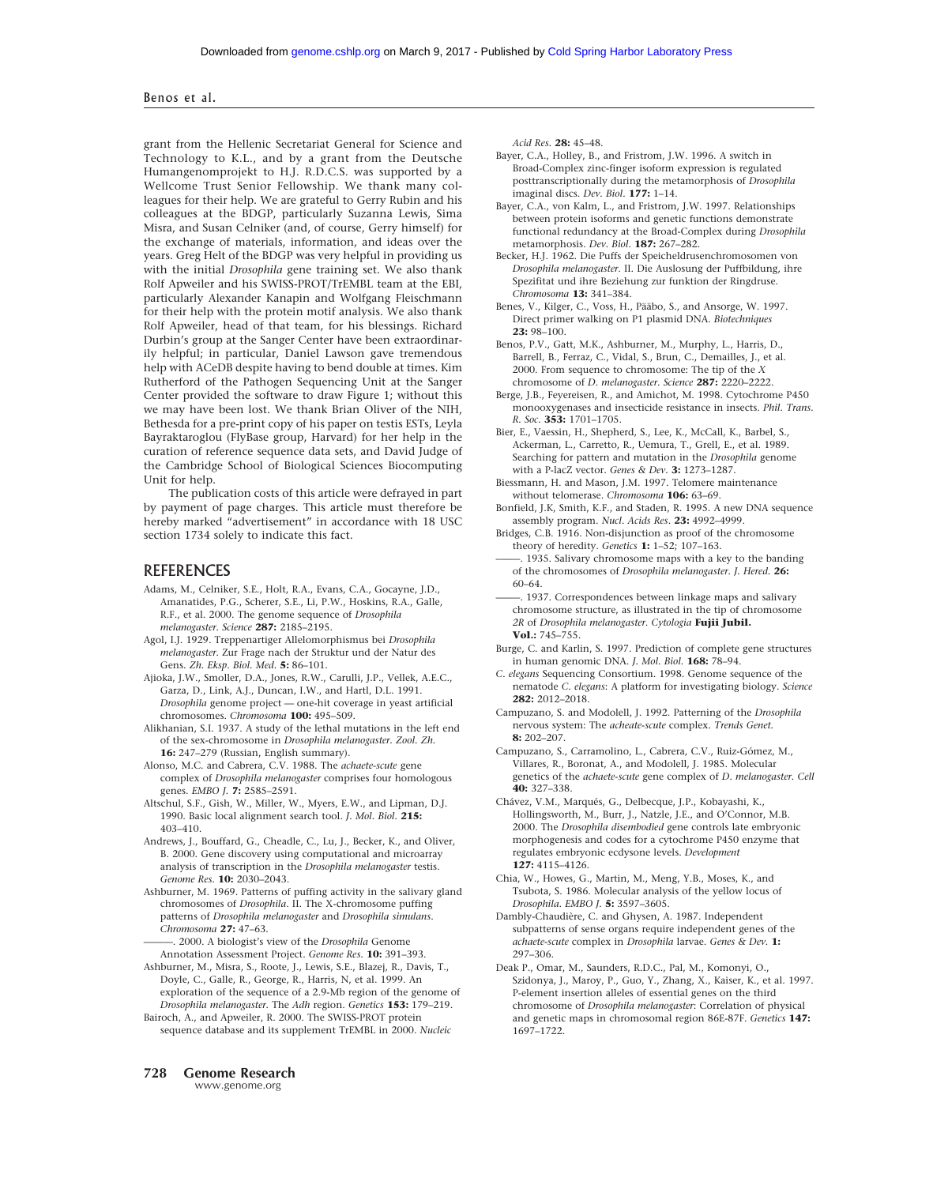grant from the Hellenic Secretariat General for Science and Technology to K.L., and by a grant from the Deutsche Humangenomprojekt to H.J. R.D.C.S. was supported by a Wellcome Trust Senior Fellowship. We thank many colleagues for their help. We are grateful to Gerry Rubin and his colleagues at the BDGP, particularly Suzanna Lewis, Sima Misra, and Susan Celniker (and, of course, Gerry himself) for the exchange of materials, information, and ideas over the years. Greg Helt of the BDGP was very helpful in providing us with the initial *Drosophila* gene training set. We also thank Rolf Apweiler and his SWISS-PROT/TrEMBL team at the EBI, particularly Alexander Kanapin and Wolfgang Fleischmann for their help with the protein motif analysis. We also thank Rolf Apweiler, head of that team, for his blessings. Richard Durbin's group at the Sanger Center have been extraordinarily helpful; in particular, Daniel Lawson gave tremendous help with ACeDB despite having to bend double at times. Kim Rutherford of the Pathogen Sequencing Unit at the Sanger Center provided the software to draw Figure 1; without this we may have been lost. We thank Brian Oliver of the NIH, Bethesda for a pre-print copy of his paper on testis ESTs, Leyla Bayraktaroglou (FlyBase group, Harvard) for her help in the curation of reference sequence data sets, and David Judge of the Cambridge School of Biological Sciences Biocomputing Unit for help.

The publication costs of this article were defrayed in part by payment of page charges. This article must therefore be hereby marked "advertisement" in accordance with 18 USC section 1734 solely to indicate this fact.

## REFERENCES

Adams, M., Celniker, S.E., Holt, R.A., Evans, C.A., Gocayne, J.D., Amanatides, P.G., Scherer, S.E., Li, P.W., Hoskins, R.A., Galle, R.F., et al. 2000. The genome sequence of *Drosophila melanogaster*. *Science* **287:** 2185–2195.

Agol, I.J. 1929. Treppenartiger Allelomorphismus bei *Drosophila melanogaster*. Zur Frage nach der Struktur und der Natur des Gens. *Zh. Eksp. Biol. Med.* **5:** 86–101.

Ajioka, J.W., Smoller, D.A., Jones, R.W., Carulli, J.P., Vellek, A.E.C., Garza, D., Link, A.J., Duncan, I.W., and Hartl, D.L. 1991. *Drosophila* genome project — one-hit coverage in yeast artificial chromosomes. *Chromosoma* **100:** 495–509.

Alikhanian, S.I. 1937. A study of the lethal mutations in the left end of the sex-chromosome in *Drosophila melanogaster*. *Zool. Zh.* **16:** 247–279 (Russian, English summary).

Alonso, M.C. and Cabrera, C.V. 1988. The *achaete-scute* gene complex of *Drosophila melanogaster* comprises four homologous genes. *EMBO J.* **7:** 2585–2591.

Altschul, S.F., Gish, W., Miller, W., Myers, E.W., and Lipman, D.J. 1990. Basic local alignment search tool. *J. Mol. Biol.* **215:** 403–410.

Andrews, J., Bouffard, G., Cheadle, C., Lu, J., Becker, K., and Oliver, B. 2000. Gene discovery using computational and microarray analysis of transcription in the *Drosophila melanogaster* testis. *Genome Res.* **10:** 2030–2043.

Ashburner, M. 1969. Patterns of puffing activity in the salivary gland chromosomes of *Drosophila*. II. The X-chromosome puffing patterns of *Drosophila melanogaster* and *Drosophila simulans*. *Chromosoma* **27:** 47–63.

———. 2000. A biologist's view of the *Drosophila* Genome Annotation Assessment Project. *Genome Res.* **10:** 391–393.

Ashburner, M., Misra, S., Roote, J., Lewis, S.E., Blazej, R., Davis, T., Doyle, C., Galle, R., George, R., Harris, N, et al. 1999. An exploration of the sequence of a 2.9-Mb region of the genome of *Drosophila melanogaster*. The *Adh* region. *Genetics* **153:** 179–219.

Bairoch, A., and Apweiler, R. 2000. The SWISS-PROT protein sequence database and its supplement TrEMBL in 2000. *Nucleic Acid Res.* **28:** 45–48.

Bayer, C.A., Holley, B., and Fristrom, J.W. 1996. A switch in Broad-Complex zinc-finger isoform expression is regulated posttranscriptionally during the metamorphosis of *Drosophila* imaginal discs. *Dev. Biol.* **177:** 1–14.

Bayer, C.A., von Kalm, L., and Fristrom, J.W. 1997. Relationships between protein isoforms and genetic functions demonstrate functional redundancy at the Broad-Complex during *Drosophila* metamorphosis. *Dev. Biol.* **187:** 267–282.

Becker, H.J. 1962. Die Puffs der Speicheldrusenchromosomen von *Drosophila melanogaster*. II. Die Auslosung der Puffbildung, ihre Spezifitat und ihre Beziehung zur funktion der Ringdruse. *Chromosoma* **13:** 341–384.

Benes, V., Kilger, C., Voss, H., Pääbo, S., and Ansorge, W. 1997. Direct primer walking on P1 plasmid DNA. *Biotechniques* **23:** 98–100.

Benos, P.V., Gatt, M.K., Ashburner, M., Murphy, L., Harris, D., Barrell, B., Ferraz, C., Vidal, S., Brun, C., Demailles, J., et al. 2000. From sequence to chromosome: The tip of the *X* chromosome of *D. melanogaster*. *Science* **287:** 2220–2222.

Berge, J.B., Feyereisen, R., and Amichot, M. 1998. Cytochrome P450 monooxygenases and insecticide resistance in insects. *Phil. Trans. R. Soc.* **353:** 1701–1705.

Bier, E., Vaessin, H., Shepherd, S., Lee, K., McCall, K., Barbel, S., Ackerman, L., Carretto, R., Uemura, T., Grell, E., et al. 1989. Searching for pattern and mutation in the *Drosophila* genome with a P-lacZ vector. *Genes & Dev.* **3:** 1273–1287.

Biessmann, H. and Mason, J.M. 1997. Telomere maintenance without telomerase. *Chromosoma* **106:** 63–69.

Bonfield, J.K, Smith, K.F., and Staden, R. 1995. A new DNA sequence assembly program. *Nucl. Acids Res.* **23:** 4992–4999.

Bridges, C.B. 1916. Non-disjunction as proof of the chromosome theory of heredity. *Genetics* **1:** 1–52; 107–163.

———. 1935. Salivary chromosome maps with a key to the banding of the chromosomes of *Drosophila melanogaster*. *J. Hered.* **26:** 60–64.

———. 1937. Correspondences between linkage maps and salivary chromosome structure, as illustrated in the tip of chromosome *2R* of *Drosophila melanogaster*. *Cytologia* **Fujii Jubil. Vol.:** 745–755.

Burge, C. and Karlin, S. 1997. Prediction of complete gene structures in human genomic DNA. *J. Mol. Biol.* **168:** 78–94.

*C. elegans* Sequencing Consortium. 1998. Genome sequence of the nematode *C. elegans*: A platform for investigating biology. *Science* **282:** 2012–2018.

Campuzano, S. and Modolell, J. 1992. Patterning of the *Drosophila* nervous system: The *acheate-scute* complex. *Trends Genet.* **8:** 202–207.

Campuzano, S., Carramolino, L., Cabrera, C.V., Ruiz-Gómez, M., Villares, R., Boronat, A., and Modolell, J. 1985. Molecular genetics of the *achaete-scute* gene complex of *D. melanogaster*. *Cell* **40:** 327–338.

Chávez, V.M., Marqués, G., Delbecque, J.P., Kobayashi, K., Hollingsworth, M., Burr, J., Natzle, J.E., and O'Connor, M.B. 2000. The *Drosophila disembodied* gene controls late embryonic morphogenesis and codes for a cytochrome P450 enzyme that regulates embryonic ecdysone levels. *Development* **127:** 4115–4126.

Chia, W., Howes, G., Martin, M., Meng, Y.B., Moses, K., and Tsubota, S. 1986. Molecular analysis of the yellow locus of *Drosophila*. *EMBO J.* **5:** 3597–3605.

Dambly-Chaudière, C. and Ghysen, A. 1987. Independent subpatterns of sense organs require independent genes of the *achaete-scute* complex in *Drosophila* larvae. *Genes & Dev.* **1:** 297–306.

Deak P., Omar, M., Saunders, R.D.C., Pal, M., Komonyi, O., Szidonya, J., Maroy, P., Guo, Y., Zhang, X., Kaiser, K., et al. 1997. P-element insertion alleles of essential genes on the third chromosome of *Drosophila melanogaster*: Correlation of physical and genetic maps in chromosomal region 86E-87F. *Genetics* **147:** 1697–1722.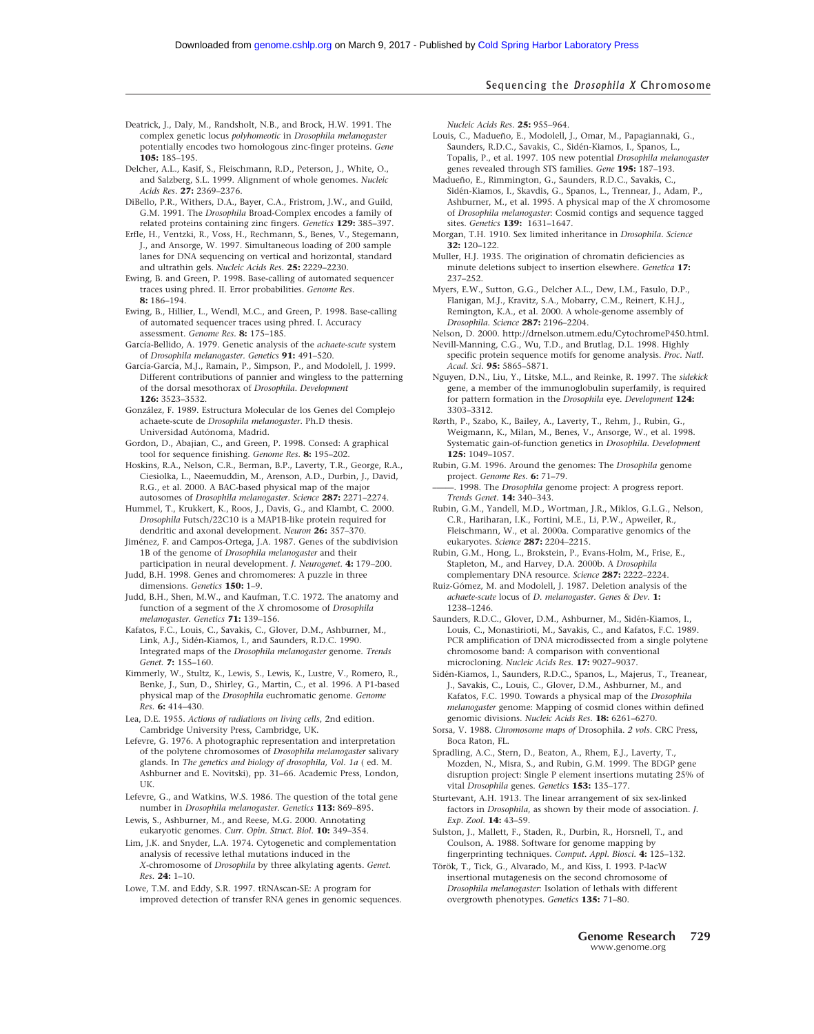Deatrick, J., Daly, M., Randsholt, N.B., and Brock, H.W. 1991. The complex genetic locus *polyhomeotic* in *Drosophila melanogaster* potentially encodes two homologous zinc-finger proteins. *Gene* **105:** 185–195.

Delcher, A.L., Kasif, S., Fleischmann, R.D., Peterson, J., White, O., and Salzberg, S.L. 1999. Alignment of whole genomes. *Nucleic Acids Res.* **27:** 2369–2376.

DiBello, P.R., Withers, D.A., Bayer, C.A., Fristrom, J.W., and Guild, G.M. 1991. The *Drosophila* Broad-Complex encodes a family of related proteins containing zinc fingers. *Genetics* **129:** 385–397.

Erfle, H., Ventzki, R., Voss, H., Rechmann, S., Benes, V., Stegemann, J., and Ansorge, W. 1997. Simultaneous loading of 200 sample lanes for DNA sequencing on vertical and horizontal, standard and ultrathin gels. *Nucleic Acids Res.* **25:** 2229–2230.

Ewing, B. and Green, P. 1998. Base-calling of automated sequencer traces using phred. II. Error probabilities. *Genome Res.* **8:** 186–194.

Ewing, B., Hillier, L., Wendl, M.C., and Green, P. 1998. Base-calling of automated sequencer traces using phred. I. Accuracy assessment. *Genome Res.* **8:** 175–185.

García-Bellido, A. 1979. Genetic analysis of the *achaete-scute* system of *Drosophila melanogaster*. *Genetics* **91:** 491–520.

García-García, M.J., Ramain, P., Simpson, P., and Modolell, J. 1999. Different contributions of pannier and wingless to the patterning of the dorsal mesothorax of *Drosophila*. *Development* **126:** 3523–3532.

González, F. 1989. Estructura Molecular de los Genes del Complejo achaete-scute de *Drosophila melanogaster*. Ph.D thesis. Universidad Autónoma, Madrid.

Gordon, D., Abajian, C., and Green, P. 1998. Consed: A graphical tool for sequence finishing. *Genome Res.* **8:** 195–202.

Hoskins, R.A., Nelson, C.R., Berman, B.P., Laverty, T.R., George, R.A., Ciesiolka, L., Naeemuddin, M., Arenson, A.D., Durbin, J., David, R.G., et al. 2000. A BAC-based physical map of the major autosomes of *Drosophila melanogaster*. *Science* **287:** 2271–2274.

Hummel, T., Krukkert, K., Roos, J., Davis, G., and Klambt, C. 2000. *Drosophila* Futsch/22C10 is a MAP1B-like protein required for dendritic and axonal development. *Neuron* **26:** 357–370.

Jiménez, F. and Campos-Ortega, J.A. 1987. Genes of the subdivision 1B of the genome of *Drosophila melanogaster* and their participation in neural development. *J. Neurogenet.* **4:** 179–200.

Judd, B.H. 1998. Genes and chromomeres: A puzzle in three dimensions. *Genetics* **150:** 1–9.

Judd, B.H., Shen, M.W., and Kaufman, T.C. 1972. The anatomy and function of a segment of the *X* chromosome of *Drosophila melanogaster*. *Genetics* **71:** 139–156.

Kafatos, F.C., Louis, C., Savakis, C., Glover, D.M., Ashburner, M., Link, A.J., Sidén-Kiamos, I., and Saunders, R.D.C. 1990. Integrated maps of the *Drosophila melanogaster* genome. *Trends Genet.* **7:** 155–160.

Kimmerly, W., Stultz, K., Lewis, S., Lewis, K., Lustre, V., Romero, R., Benke, J., Sun, D., Shirley, G., Martin, C., et al. 1996. A P1-based physical map of the *Drosophila* euchromatic genome. *Genome Res.* **6:** 414–430.

Lea, D.E. 1955. *Actions of radiations on living cells*, 2nd edition. Cambridge University Press, Cambridge, UK.

Lefevre, G. 1976. A photographic representation and interpretation of the polytene chromosomes of *Drosophila melanogaster* salivary glands. In *The genetics and biology of drosophila, Vol. 1a* ( ed. M. Ashburner and E. Novitski), pp. 31–66. Academic Press, London, UK.

Lefevre, G., and Watkins, W.S. 1986. The question of the total gene number in *Drosophila melanogaster*. *Genetics* **113:** 869–895.

Lewis, S., Ashburner, M., and Reese, M.G. 2000. Annotating eukaryotic genomes. *Curr. Opin. Struct. Biol.* **10:** 349–354.

Lim, J.K. and Snyder, L.A. 1974. Cytogenetic and complementation analysis of recessive lethal mutations induced in the *X*-chromosome of *Drosophila* by three alkylating agents. *Genet. Res.* **24:** 1–10.

Lowe, T.M. and Eddy, S.R. 1997. tRNAscan-SE: A program for improved detection of transfer RNA genes in genomic sequences. *Nucleic Acids Res.* **25:** 955–964.

Louis, C., Madueño, E., Modolell, J., Omar, M., Papagiannaki, G., Saunders, R.D.C., Savakis, C., Sidén-Kiamos, I., Spanos, L., Topalis, P., et al. 1997. 105 new potential *Drosophila melanogaster* genes revealed through STS families. *Gene* **195:** 187–193.

Madueño, E., Rimmington, G., Saunders, R.D.C., Savakis, C., Sidén-Kiamos, I., Skavdis, G., Spanos, L., Trennear, J., Adam, P., Ashburner, M., et al. 1995. A physical map of the *X* chromosome of *Drosophila melanogaster*: Cosmid contigs and sequence tagged sites. *Genetics* **139:** 1631–1647.

Morgan, T.H. 1910. Sex limited inheritance in *Drosophila*. *Science* **32:** 120–122.

Muller, H.J. 1935. The origination of chromatin deficiencies as minute deletions subject to insertion elsewhere. *Genetica* **17:** 237–252.

Myers, E.W., Sutton, G.G., Delcher A.L., Dew, I.M., Fasulo, D.P., Flanigan, M.J., Kravitz, S.A., Mobarry, C.M., Reinert, K.H.J., Remington, K.A., et al. 2000. A whole-genome assembly of *Drosophila*. *Science* **287:** 2196–2204.

Nelson, D. 2000. http://drnelson.utmem.edu/CytochromeP450.html.

Nevill-Manning, C.G., Wu, T.D., and Brutlag, D.L. 1998. Highly specific protein sequence motifs for genome analysis. *Proc. Natl. Acad. Sci.* **95:** 5865–5871.

Nguyen, D.N., Liu, Y., Litske, M.L., and Reinke, R. 1997. The *sidekick* gene, a member of the immunoglobulin superfamily, is required for pattern formation in the *Drosophila* eye. *Development* **124:** 3303–3312.

Rørth, P., Szabo, K., Bailey, A., Laverty, T., Rehm, J., Rubin, G., Weigmann, K., Milan, M., Benes, V., Ansorge, W., et al. 1998. Systematic gain-of-function genetics in *Drosophila*. *Development* **125:** 1049–1057.

Rubin, G.M. 1996. Around the genomes: The *Drosophila* genome project. *Genome Res.* **6:** 71–79.

———. 1998. The *Drosophila* genome project: A progress report. *Trends Genet.* **14:** 340–343.

Rubin, G.M., Yandell, M.D., Wortman, J.R., Miklos, G.L.G., Nelson, C.R., Hariharan, I.K., Fortini, M.E., Li, P.W., Apweiler, R., Fleischmann, W., et al. 2000a. Comparative genomics of the eukaryotes. *Science* **287:** 2204–2215.

Rubin, G.M., Hong, L., Brokstein, P., Evans-Holm, M., Frise, E., Stapleton, M., and Harvey, D.A. 2000b. A *Drosophila* complementary DNA resource. *Science* **287:** 2222–2224.

Ruiz-Gómez, M. and Modolell, J. 1987. Deletion analysis of the *achaete-scute* locus of *D. melanogaster*. *Genes & Dev.* **1:** 1238–1246.

Saunders, R.D.C., Glover, D.M., Ashburner, M., Sidén-Kiamos, I., Louis, C., Monastirioti, M., Savakis, C., and Kafatos, F.C. 1989. PCR amplification of DNA microdissected from a single polytene chromosome band: A comparison with conventional microcloning. *Nucleic Acids Res.* **17:** 9027–9037.

Sidén-Kiamos, I., Saunders, R.D.C., Spanos, L., Majerus, T., Treanear, J., Savakis, C., Louis, C., Glover, D.M., Ashburner, M., and Kafatos, F.C. 1990. Towards a physical map of the *Drosophila melanogaster* genome: Mapping of cosmid clones within defined genomic divisions. *Nucleic Acids Res.* **18:** 6261–6270.

Sorsa, V. 1988. *Chromosome maps of* Drosophila. *2 vols.* CRC Press, Boca Raton, FL.

Spradling, A.C., Stern, D., Beaton, A., Rhem, E.J., Laverty, T., Mozden, N., Misra, S., and Rubin, G.M. 1999. The BDGP gene disruption project: Single P element insertions mutating 25% of vital *Drosophila* genes. *Genetics* **153:** 135–177.

Sturtevant, A.H. 1913. The linear arrangement of six sex-linked factors in *Drosophila*, as shown by their mode of association. *J. Exp. Zool.* **14:** 43–59.

Sulston, J., Mallett, F., Staden, R., Durbin, R., Horsnell, T., and Coulson, A. 1988. Software for genome mapping by fingerprinting techniques. *Comput. Appl. Biosci.* **4:** 125–132.

Török, T., Tick, G., Alvarado, M., and Kiss, I. 1993. P-lacW insertional mutagenesis on the second chromosome of *Drosophila melanogaster*: Isolation of lethals with different overgrowth phenotypes. *Genetics* **135:** 71–80.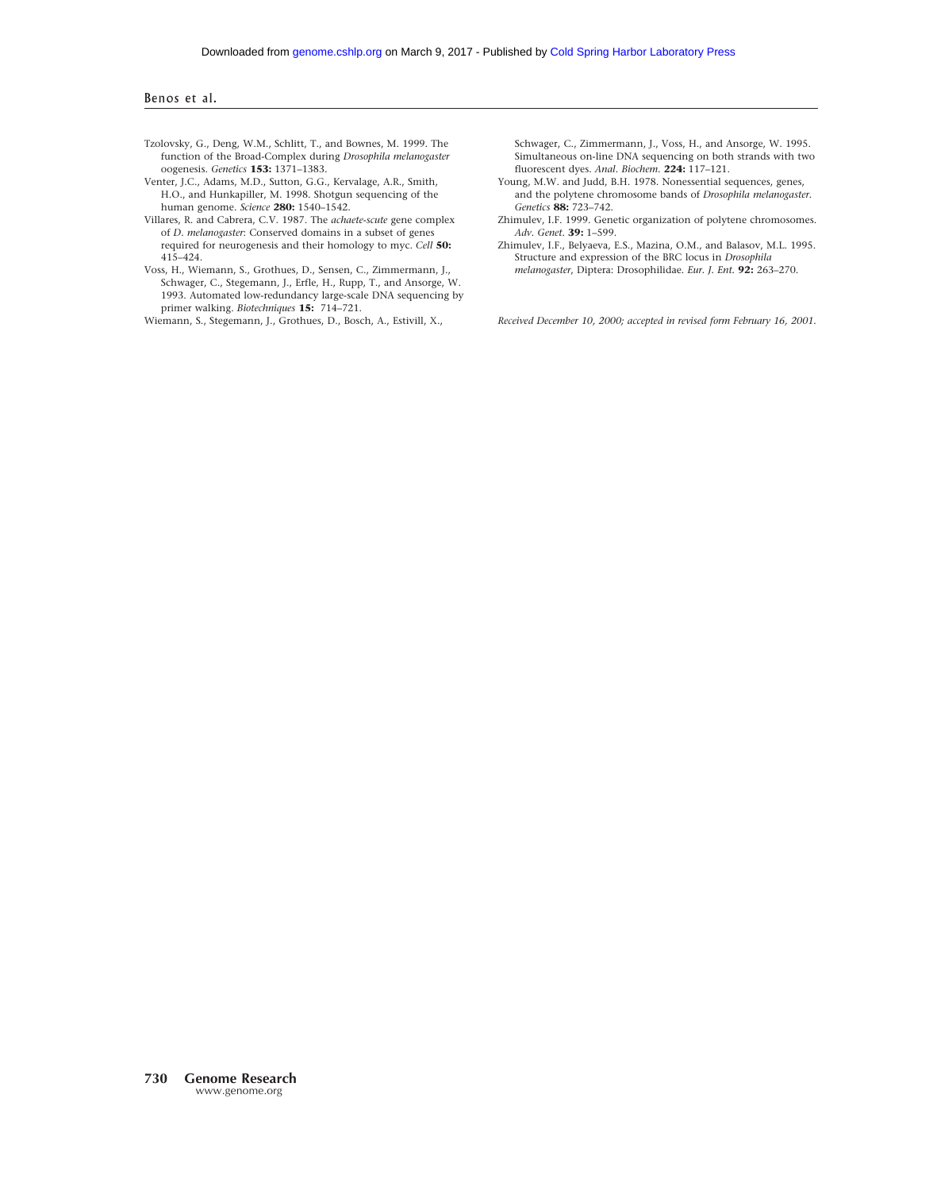Tzolovsky, G., Deng, W.M., Schlitt, T., and Bownes, M. 1999. The function of the Broad-Complex during *Drosophila melanogaster* oogenesis. *Genetics* **153:** 1371–1383.

Venter, J.C., Adams, M.D., Sutton, G.G., Kervalage, A.R., Smith, H.O., and Hunkapiller, M. 1998. Shotgun sequencing of the human genome. *Science* **280:** 1540–1542.

Villares, R. and Cabrera, C.V. 1987. The *achaete-scute* gene complex of *D. melanogaster*: Conserved domains in a subset of genes required for neurogenesis and their homology to myc. *Cell* **50:** 415–424.

Voss, H., Wiemann, S., Grothues, D., Sensen, C., Zimmermann, J., Schwager, C., Stegemann, J., Erfle, H., Rupp, T., and Ansorge, W. 1993. Automated low-redundancy large-scale DNA sequencing by primer walking. *Biotechniques* **15:** 714–721.

Wiemann, S., Stegemann, J., Grothues, D., Bosch, A., Estivill, X., Schwager, C., Zimmermann, J., Voss, H., and Ansorge, W. 1995. Simultaneous on-line DNA sequencing on both strands with two fluorescent dyes. *Anal. Biochem.* **224:** 117–121.

Young, M.W. and Judd, B.H. 1978. Nonessential sequences, genes, and the polytene chromosome bands of *Drosophila melanogaster*. *Genetics* **88:** 723–742.

Zhimulev, I.F. 1999. Genetic organization of polytene chromosomes. *Adv. Genet.* **39:** 1–599.

Zhimulev, I.F., Belyaeva, E.S., Mazina, O.M., and Balasov, M.L. 1995. Structure and expression of the BRC locus in *Drosophila melanogaster*, Diptera: Drosophilidae. *Eur. J. Ent.* **92:** 263–270.

*Received December 10, 2000; accepted in revised form February 16, 2001.*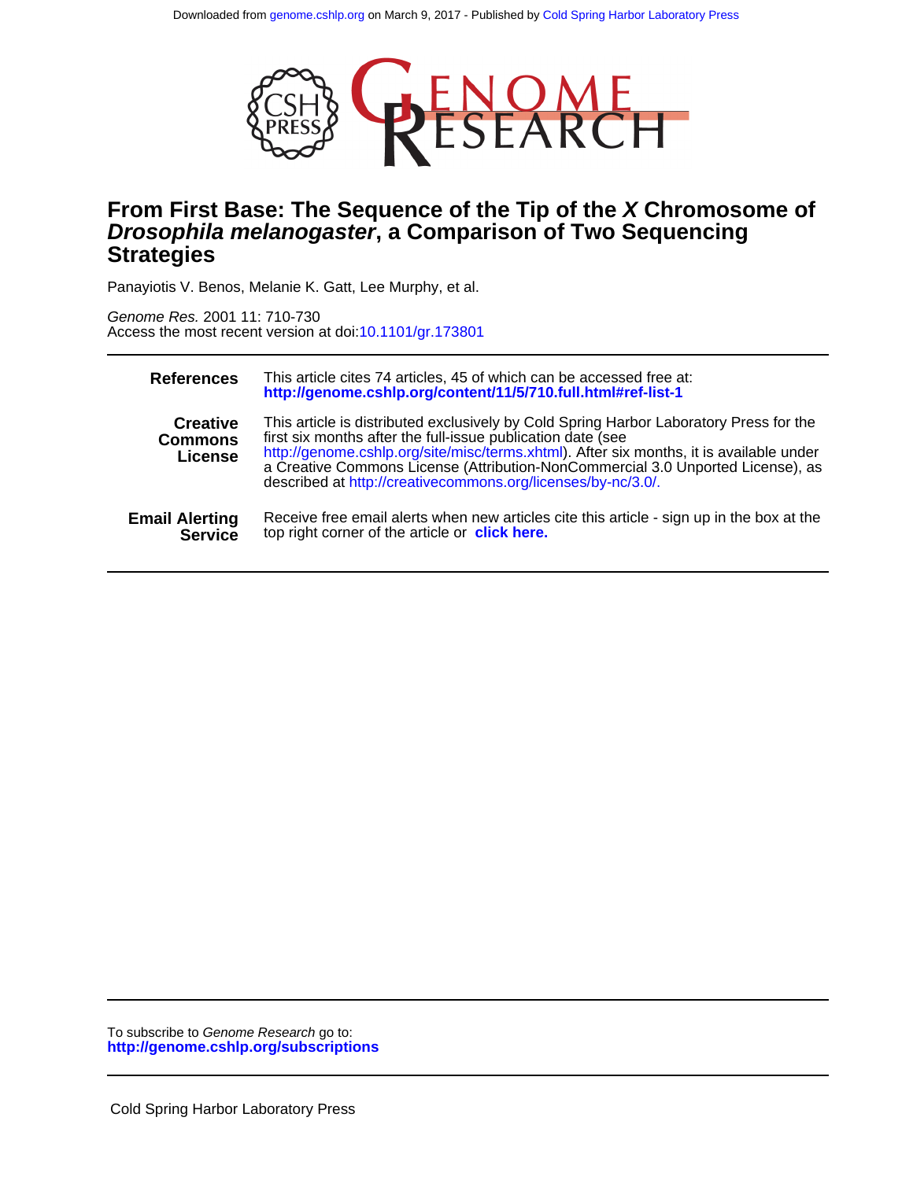Downloaded from genome.cshlp.org on March 9, 2017 - Published by Cold Spring Harbor Laboratory Press

# From First Base: The Sequence of the Tip of the *X* Chromosome of *Drosophila melanogaster*, a Comparison of Two Sequencing Strategies

Panayiotis V. Benos, Melanie K. Gatt, Lee Murphy, et al.

*Genome Res.* 2001 11: 710-730
Access the most recent version at doi:10.1101/gr.173801

| | |
|---|---|
| **References** | This article cites 74 articles, 45 of which can be accessed free at: **http://genome.cshlp.org/content/11/5/710.full.html#ref-list-1** |
| **Creative Commons License** | This article is distributed exclusively by Cold Spring Harbor Laboratory Press for the first six months after the full-issue publication date (see http://genome.cshlp.org/site/misc/terms.xhtml). After six months, it is available under a Creative Commons License (Attribution-NonCommercial 3.0 Unported License), as described at http://creativecommons.org/licenses/by-nc/3.0/. |
| **Email Alerting Service** | Receive free email alerts when new articles cite this article - sign up in the box at the top right corner of the article or **click here.** |

To subscribe to *Genome Research* go to:
**http://genome.cshlp.org/subscriptions**

Cold Spring Harbor Laboratory Press